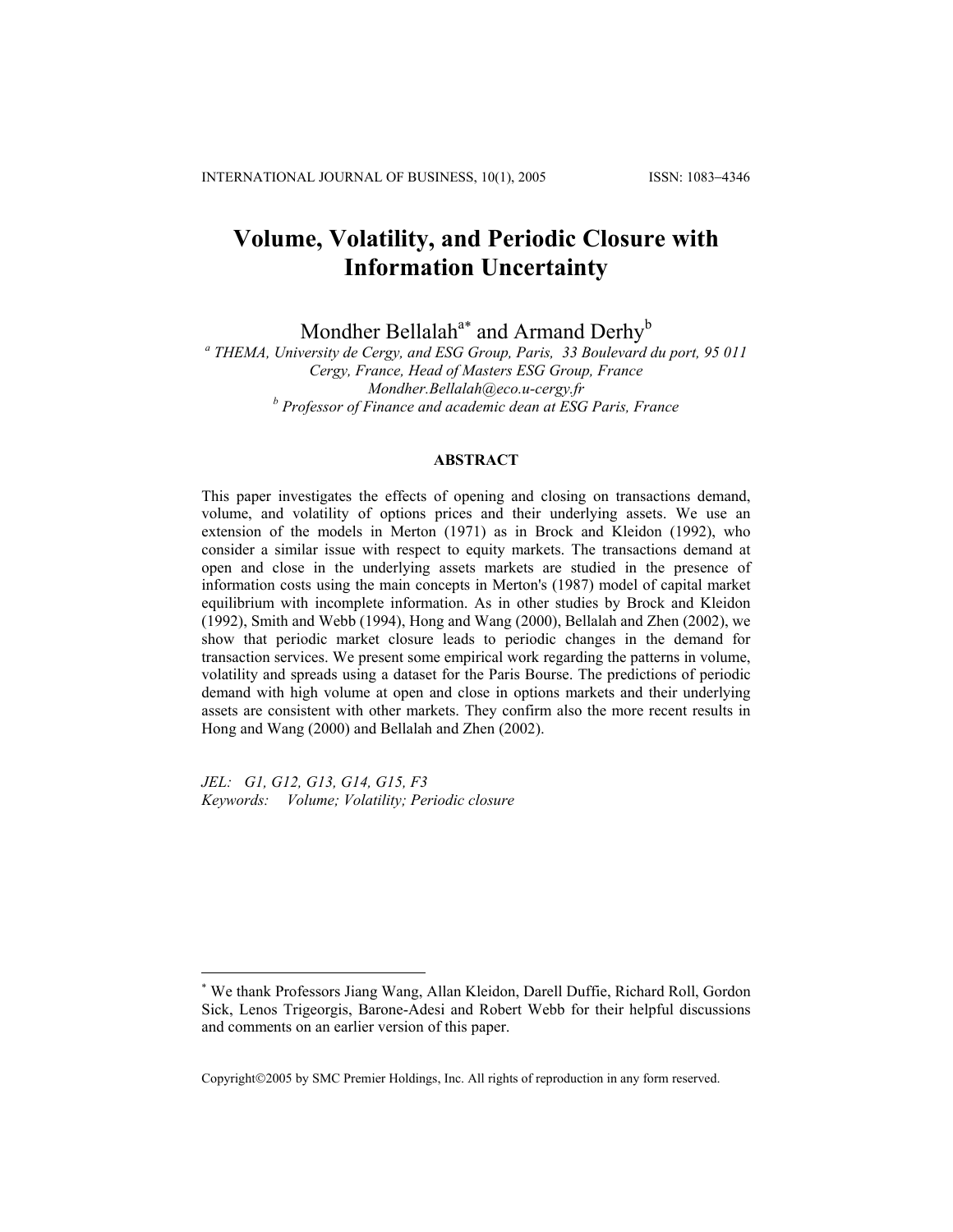# Volume, Volatility, and Periodic Closure with Information Uncertainty

Mondher Bellalah[a*] and Armand Derhy[b]

[a] *THEMA, University de Cergy, and ESG Group, Paris, 33 Boulevard du port, 95 011 Cergy, France, Head of Masters ESG Group, France*
*Mondher.Bellalah@eco.u-cergy.fr*
[b] *Professor of Finance and academic dean at ESG Paris, France*

### ABSTRACT

This paper investigates the effects of opening and closing on transactions demand, volume, and volatility of options prices and their underlying assets. We use an extension of the models in Merton (1971) as in Brock and Kleidon (1992), who consider a similar issue with respect to equity markets. The transactions demand at open and close in the underlying assets markets are studied in the presence of information costs using the main concepts in Merton's (1987) model of capital market equilibrium with incomplete information. As in other studies by Brock and Kleidon (1992), Smith and Webb (1994), Hong and Wang (2000), Bellalah and Zhen (2002), we show that periodic market closure leads to periodic changes in the demand for transaction services. We present some empirical work regarding the patterns in volume, volatility and spreads using a dataset for the Paris Bourse. The predictions of periodic demand with high volume at open and close in options markets and their underlying assets are consistent with other markets. They confirm also the more recent results in Hong and Wang (2000) and Bellalah and Zhen (2002).

*JEL: G1, G12, G13, G14, G15, F3*
*Keywords: Volume; Volatility; Periodic closure*

[*] We thank Professors Jiang Wang, Allan Kleidon, Darell Duffie, Richard Roll, Gordon Sick, Lenos Trigeorgis, Barone-Adesi and Robert Webb for their helpful discussions and comments on an earlier version of this paper.

Copyright©2005 by SMC Premier Holdings, Inc. All rights of reproduction in any form reserved.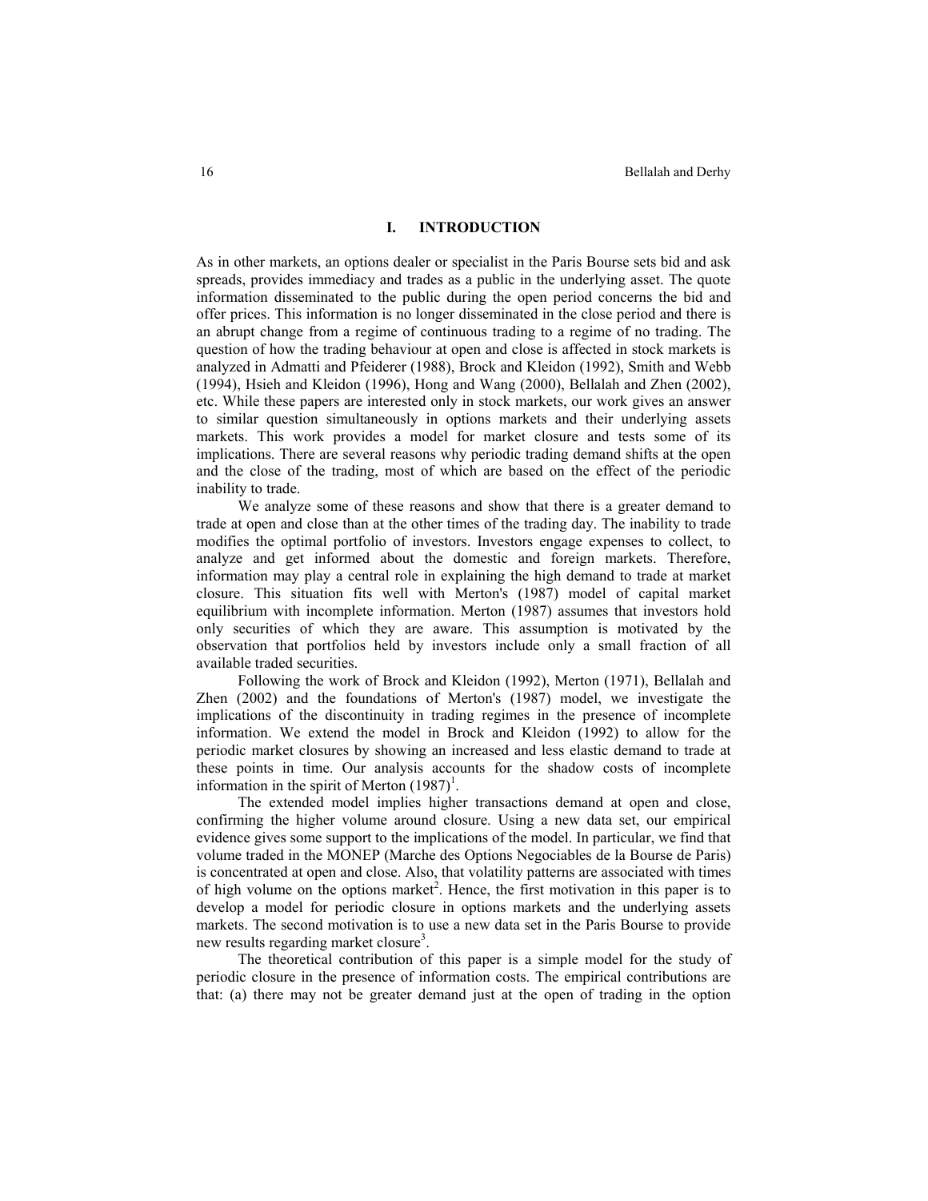## I. INTRODUCTION

As in other markets, an options dealer or specialist in the Paris Bourse sets bid and ask spreads, provides immediacy and trades as a public in the underlying asset. The quote information disseminated to the public during the open period concerns the bid and offer prices. This information is no longer disseminated in the close period and there is an abrupt change from a regime of continuous trading to a regime of no trading. The question of how the trading behaviour at open and close is affected in stock markets is analyzed in Admatti and Pfeiderer (1988), Brock and Kleidon (1992), Smith and Webb (1994), Hsieh and Kleidon (1996), Hong and Wang (2000), Bellalah and Zhen (2002), etc. While these papers are interested only in stock markets, our work gives an answer to similar question simultaneously in options markets and their underlying assets markets. This work provides a model for market closure and tests some of its implications. There are several reasons why periodic trading demand shifts at the open and the close of the trading, most of which are based on the effect of the periodic inability to trade.

We analyze some of these reasons and show that there is a greater demand to trade at open and close than at the other times of the trading day. The inability to trade modifies the optimal portfolio of investors. Investors engage expenses to collect, to analyze and get informed about the domestic and foreign markets. Therefore, information may play a central role in explaining the high demand to trade at market closure. This situation fits well with Merton's (1987) model of capital market equilibrium with incomplete information. Merton (1987) assumes that investors hold only securities of which they are aware. This assumption is motivated by the observation that portfolios held by investors include only a small fraction of all available traded securities.

Following the work of Brock and Kleidon (1992), Merton (1971), Bellalah and Zhen (2002) and the foundations of Merton's (1987) model, we investigate the implications of the discontinuity in trading regimes in the presence of incomplete information. We extend the model in Brock and Kleidon (1992) to allow for the periodic market closures by showing an increased and less elastic demand to trade at these points in time. Our analysis accounts for the shadow costs of incomplete information in the spirit of Merton (1987)[1].

The extended model implies higher transactions demand at open and close, confirming the higher volume around closure. Using a new data set, our empirical evidence gives some support to the implications of the model. In particular, we find that volume traded in the MONEP (Marche des Options Negociables de la Bourse de Paris) is concentrated at open and close. Also, that volatility patterns are associated with times of high volume on the options market[2]. Hence, the first motivation in this paper is to develop a model for periodic closure in options markets and the underlying assets markets. The second motivation is to use a new data set in the Paris Bourse to provide new results regarding market closure[3].

The theoretical contribution of this paper is a simple model for the study of periodic closure in the presence of information costs. The empirical contributions are that: (a) there may not be greater demand just at the open of trading in the option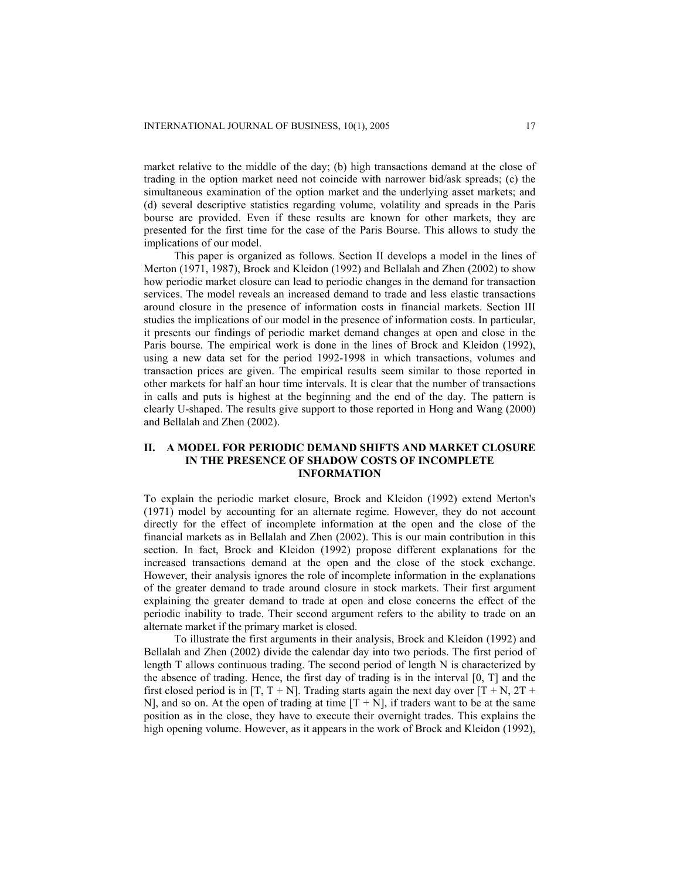market relative to the middle of the day; (b) high transactions demand at the close of trading in the option market need not coincide with narrower bid/ask spreads; (c) the simultaneous examination of the option market and the underlying asset markets; and (d) several descriptive statistics regarding volume, volatility and spreads in the Paris bourse are provided. Even if these results are known for other markets, they are presented for the first time for the case of the Paris Bourse. This allows to study the implications of our model.

This paper is organized as follows. Section II develops a model in the lines of Merton (1971, 1987), Brock and Kleidon (1992) and Bellalah and Zhen (2002) to show how periodic market closure can lead to periodic changes in the demand for transaction services. The model reveals an increased demand to trade and less elastic transactions around closure in the presence of information costs in financial markets. Section III studies the implications of our model in the presence of information costs. In particular, it presents our findings of periodic market demand changes at open and close in the Paris bourse. The empirical work is done in the lines of Brock and Kleidon (1992), using a new data set for the period 1992-1998 in which transactions, volumes and transaction prices are given. The empirical results seem similar to those reported in other markets for half an hour time intervals. It is clear that the number of transactions in calls and puts is highest at the beginning and the end of the day. The pattern is clearly U-shaped. The results give support to those reported in Hong and Wang (2000) and Bellalah and Zhen (2002).

## II. A MODEL FOR PERIODIC DEMAND SHIFTS AND MARKET CLOSURE IN THE PRESENCE OF SHADOW COSTS OF INCOMPLETE INFORMATION

To explain the periodic market closure, Brock and Kleidon (1992) extend Merton's (1971) model by accounting for an alternate regime. However, they do not account directly for the effect of incomplete information at the open and the close of the financial markets as in Bellalah and Zhen (2002). This is our main contribution in this section. In fact, Brock and Kleidon (1992) propose different explanations for the increased transactions demand at the open and the close of the stock exchange. However, their analysis ignores the role of incomplete information in the explanations of the greater demand to trade around closure in stock markets. Their first argument explaining the greater demand to trade at open and close concerns the effect of the periodic inability to trade. Their second argument refers to the ability to trade on an alternate market if the primary market is closed.

To illustrate the first arguments in their analysis, Brock and Kleidon (1992) and Bellalah and Zhen (2002) divide the calendar day into two periods. The first period of length T allows continuous trading. The second period of length N is characterized by the absence of trading. Hence, the first day of trading is in the interval $[0, T]$ and the first closed period is in $[T, T + N]$. Trading starts again the next day over $[T + N, 2T + N]$, and so on. At the open of trading at time $[T + N]$, if traders want to be at the same position as in the close, they have to execute their overnight trades. This explains the high opening volume. However, as it appears in the work of Brock and Kleidon (1992),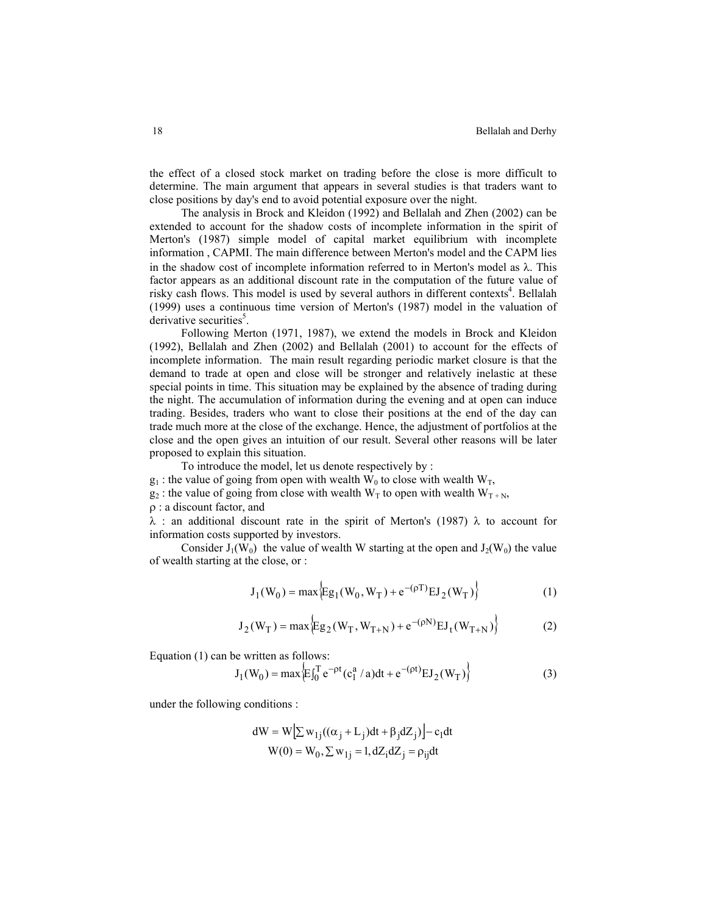the effect of a closed stock market on trading before the close is more difficult to determine. The main argument that appears in several studies is that traders want to close positions by day's end to avoid potential exposure over the night.

The analysis in Brock and Kleidon (1992) and Bellalah and Zhen (2002) can be extended to account for the shadow costs of incomplete information in the spirit of Merton's (1987) simple model of capital market equilibrium with incomplete information , CAPMI. The main difference between Merton's model and the CAPM lies in the shadow cost of incomplete information referred to in Merton's model as λ. This factor appears as an additional discount rate in the computation of the future value of risky cash flows. This model is used by several authors in different contexts[4]. Bellalah (1999) uses a continuous time version of Merton's (1987) model in the valuation of derivative securities[5].

Following Merton (1971, 1987), we extend the models in Brock and Kleidon (1992), Bellalah and Zhen (2002) and Bellalah (2001) to account for the effects of incomplete information. The main result regarding periodic market closure is that the demand to trade at open and close will be stronger and relatively inelastic at these special points in time. This situation may be explained by the absence of trading during the night. The accumulation of information during the evening and at open can induce trading. Besides, traders who want to close their positions at the end of the day can trade much more at the close of the exchange. Hence, the adjustment of portfolios at the close and the open gives an intuition of our result. Several other reasons will be later proposed to explain this situation.

To introduce the model, let us denote respectively by :

$g_1$ : the value of going from open with wealth $W_0$ to close with wealth $W_T$,

$g_2$ : the value of going from close with wealth $W_T$ to open with wealth $W_{T+N}$,

ρ : a discount factor, and

λ : an additional discount rate in the spirit of Merton's (1987) λ to account for information costs supported by investors.

Consider $J_1(W_0)$ the value of wealth W starting at the open and $J_2(W_0)$ the value of wealth starting at the close, or :

$$J_1(W_0) = \max\left\{Eg_1(W_0, W_T) + e^{-(\rho T)} EJ_2(W_T)\right\} \tag{1}$$

$$J_2(W_T) = \max\left\{Eg_2(W_T, W_{T+N}) + e^{-(\rho N)} EJ_t(W_{T+N})\right\} \tag{2}$$

Equation (1) can be written as follows:

$$J_1(W_0) = \max\left\{E\int_0^T e^{-\rho t}(c_1^a / a)dt + e^{-(\rho t)} EJ_2(W_T)\right\} \tag{3}$$

under the following conditions :

$$dW = W\left[\sum w_{1j}((\alpha_j + L_j)dt + \beta_j dZ_j)\right] - c_1 dt$$
$$W(0) = W_0, \sum w_{1j} = 1, dZ_i dZ_j = \rho_{ij} dt$$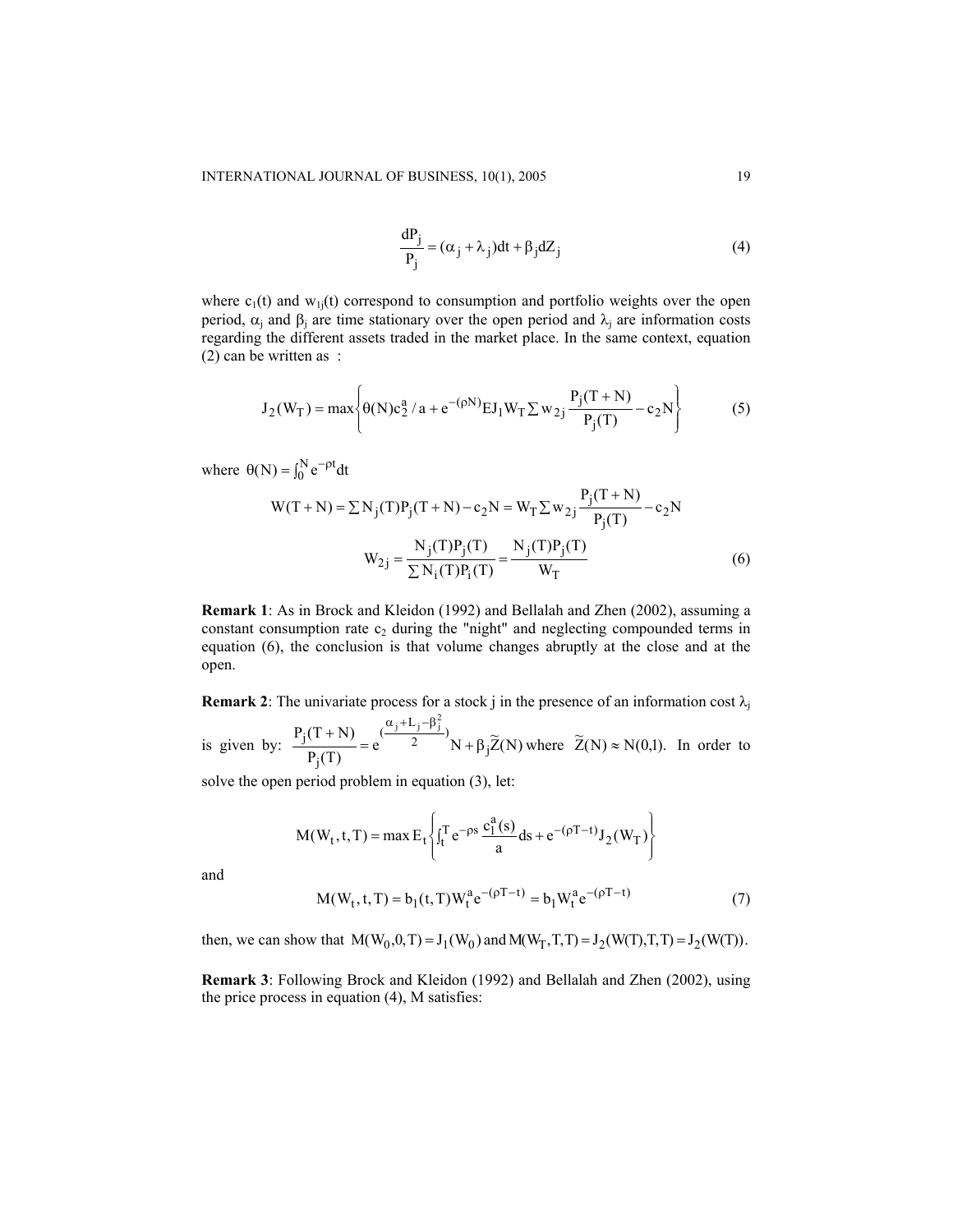$$\frac{dP_j}{P_j} = (\alpha_j + \lambda_j)dt + \beta_j dZ_j \tag{4}$$

where $c_1(t)$ and $w_{1j}(t)$ correspond to consumption and portfolio weights over the open period, $\alpha_j$ and $\beta_j$ are time stationary over the open period and $\lambda_j$ are information costs regarding the different assets traded in the market place. In the same context, equation (2) can be written as :

$$J_2(W_T) = \max\left\{\theta(N)c_2^a / a + e^{-(\rho N)} E J_1 W_T \sum w_{2j} \frac{P_j(T+N)}{P_j(T)} - c_2 N\right\} \tag{5}$$

where $\theta(N) = \int_0^N e^{-\rho t} dt$

$$W(T+N) = \sum N_j(T) P_j(T+N) - c_2 N = W_T \sum w_{2j} \frac{P_j(T+N)}{P_j(T)} - c_2 N$$

$$W_{2j} = \frac{N_j(T)P_j(T)}{\sum N_i(T)P_i(T)} = \frac{N_j(T)P_j(T)}{W_T} \tag{6}$$

**Remark 1**: As in Brock and Kleidon (1992) and Bellalah and Zhen (2002), assuming a constant consumption rate $c_2$ during the "night" and neglecting compounded terms in equation (6), the conclusion is that volume changes abruptly at the close and at the open.

**Remark 2**: The univariate process for a stock j in the presence of an information cost $\lambda_j$ is given by: $\frac{P_j(T+N)}{P_j(T)} = e^{(\frac{\alpha_j + L_j - \beta_j^2}{2})} N + \beta_j \widetilde{Z}(N)$ where $\widetilde{Z}(N) \approx N(0,1)$. In order to solve the open period problem in equation (3), let:

$$M(W_t, t, T) = \max E_t \left\{\int_t^T e^{-\rho s} \frac{c_1^a(s)}{a} ds + e^{-(\rho T - t)} J_2(W_T)\right\}$$

and

$$M(W_t, t, T) = b_1(t,T) W_t^a e^{-(\rho T - t)} = b_1 W_t^a e^{-(\rho T - t)} \tag{7}$$

then, we can show that $M(W_0, 0, T) = J_1(W_0)$ and $M(W_T, T, T) = J_2(W(T), T, T) = J_2(W(T))$.

**Remark 3**: Following Brock and Kleidon (1992) and Bellalah and Zhen (2002), using the price process in equation (4), M satisfies: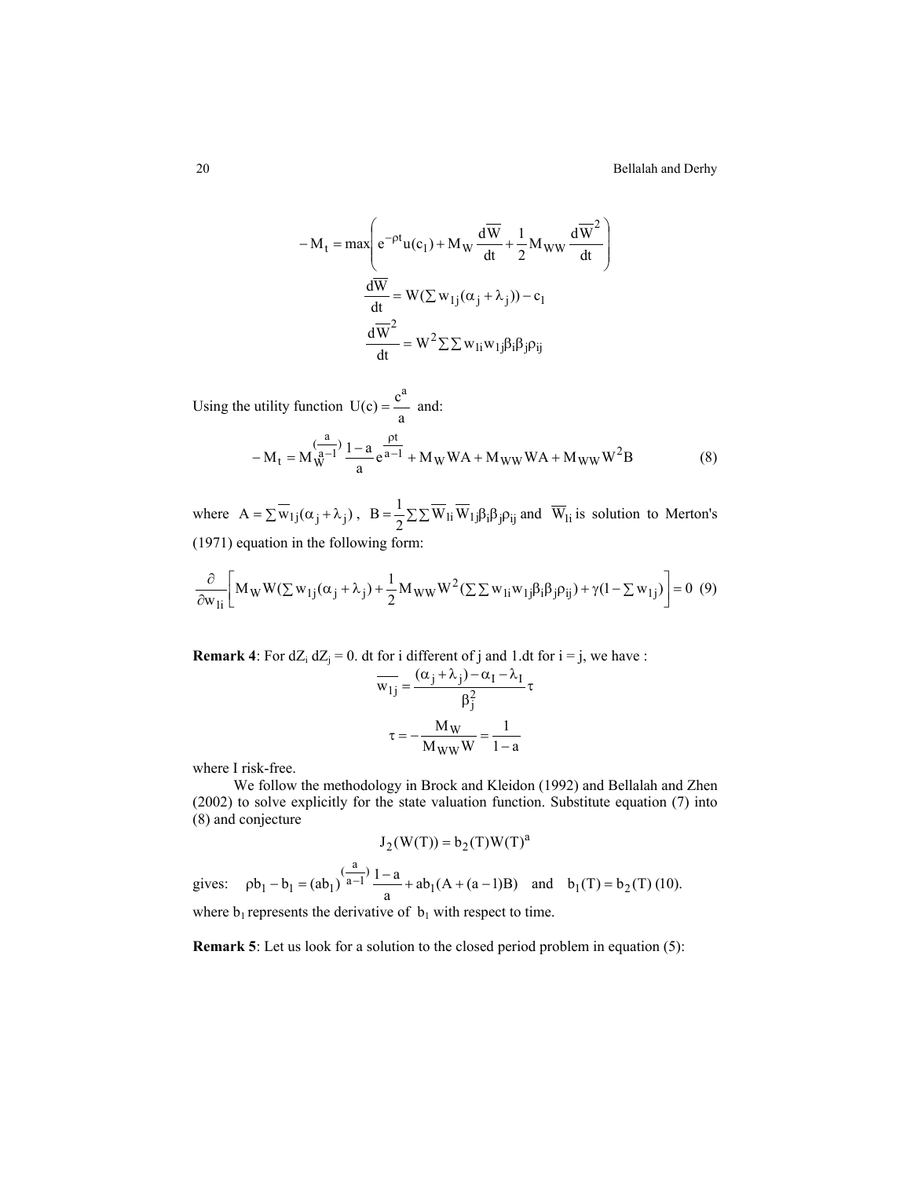$$-M_t = \max\left(e^{-\rho t}u(c_1) + M_W \frac{d\overline{W}}{dt} + \frac{1}{2}M_{WW}\frac{d\overline{W}^2}{dt}\right)$$

$$\frac{d\overline{W}}{dt} = W(\sum w_{1j}(\alpha_j + \lambda_j)) - c_1$$

$$\frac{d\overline{W}^2}{dt} = W^2 \sum\sum w_{1i}w_{1j}\beta_i\beta_j\rho_{ij}$$

Using the utility function $U(c) = \frac{c^a}{a}$ and:

$$-M_t = M_W^{(\frac{a}{a-1})}\frac{1-a}{a}e^{\frac{\rho t}{a-1}} + M_W WA + M_{WW}WA + M_{WW}W^2B \tag{8}$$

where $A = \sum \overline{w_{1j}}(\alpha_j + \lambda_j)$, $B = \frac{1}{2}\sum\sum \overline{W_{1i}}\,\overline{W_{1j}}\beta_i\beta_j\rho_{ij}$ and $\overline{W_{1i}}$ is solution to Merton's (1971) equation in the following form:

$$\frac{\partial}{\partial w_{1i}}\left[M_W W(\sum w_{1j}(\alpha_j + \lambda_j) + \frac{1}{2}M_{WW}W^2(\sum\sum w_{1i}w_{1j}\beta_i\beta_j\rho_{ij}) + \gamma(1 - \sum w_{1j})\right] = 0 \tag{9}$$

**Remark 4**: For $dZ_i\, dZ_j = 0.\, dt$ for i different of j and $1.dt$ for i = j, we have :

$$\overline{w_{1j}} = \frac{(\alpha_j + \lambda_j) - \alpha_I - \lambda_I}{\beta_j^2}\tau$$

$$\tau = -\frac{M_W}{M_{WW}W} = \frac{1}{1-a}$$

where I risk-free.

We follow the methodology in Brock and Kleidon (1992) and Bellalah and Zhen (2002) to solve explicitly for the state valuation function. Substitute equation (7) into (8) and conjecture

$$J_2(W(T)) = b_2(T)W(T)^a$$

gives: $\rho b_1 - b_1 = (ab_1)^{(\frac{a}{a-1})}\frac{1-a}{a} + ab_1(A + (a-1)B)$ and $b_1(T) = b_2(T)$ (10).

where $b_1$ represents the derivative of $b_1$ with respect to time.

**Remark 5**: Let us look for a solution to the closed period problem in equation (5):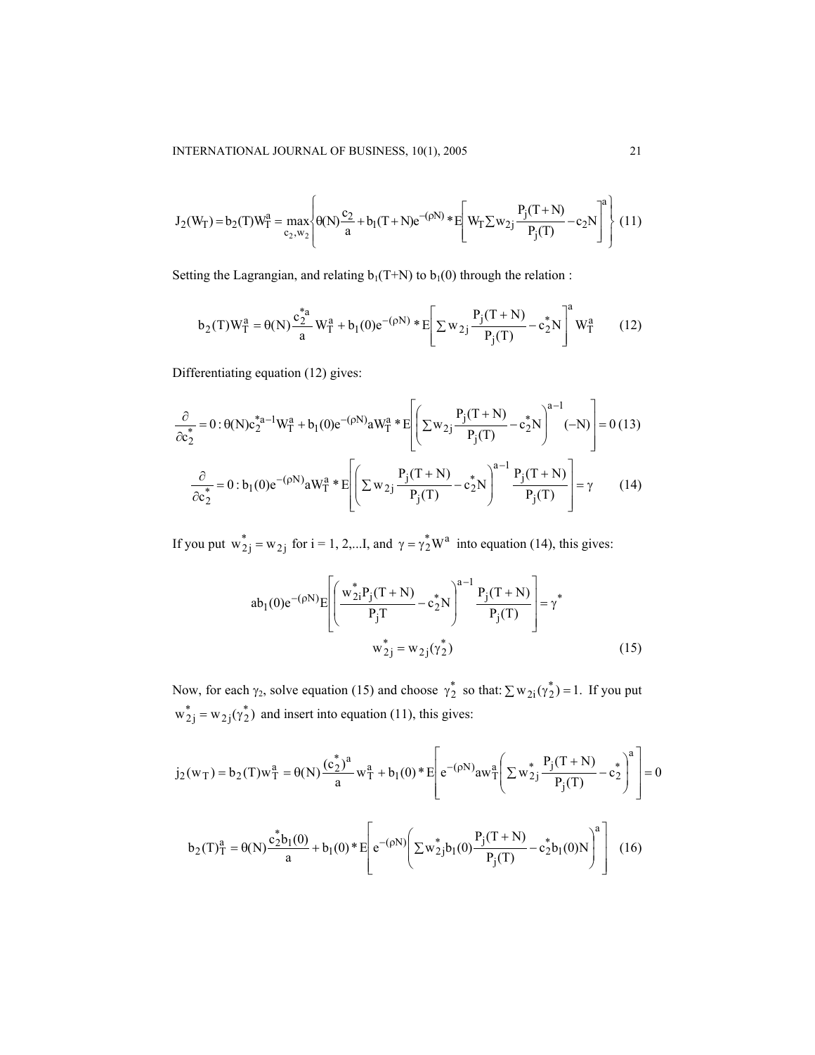$$J_2(W_T) = b_2(T)W_T^a = \max_{c_2, w_2} \left\{ \theta(N)\frac{c_2}{a} + b_1(T+N)e^{-(\rho N)} * E\left[ W_T \sum w_{2j} \frac{P_j(T+N)}{P_j(T)} - c_2 N \right]^a \right\} \quad (11)$$

Setting the Lagrangian, and relating $b_1(T+N)$ to $b_1(0)$ through the relation :

$$b_2(T)W_T^a = \theta(N)\frac{c_2^{*a}}{a}W_T^a + b_1(0)e^{-(\rho N)} * E\left[ \sum w_{2j} \frac{P_j(T+N)}{P_j(T)} - c_2^* N \right]^a W_T^a \quad (12)$$

Differentiating equation (12) gives:

$$\frac{\partial}{\partial c_2^*} = 0 : \theta(N)c_2^{*a-1}W_T^a + b_1(0)e^{-(\rho N)}aW_T^a * E\left[ \left( \sum w_{2j} \frac{P_j(T+N)}{P_j(T)} - c_2^* N \right)^{a-1} (-N) \right] = 0 \quad (13)$$

$$\frac{\partial}{\partial c_2^*} = 0 : b_1(0)e^{-(\rho N)}aW_T^a * E\left[ \left( \sum w_{2j} \frac{P_j(T+N)}{P_j(T)} - c_2^* N \right)^{a-1} \frac{P_j(T+N)}{P_j(T)} \right] = \gamma \quad (14)$$

If you put $w_{2j}^* = w_{2j}$ for i = 1, 2,...I, and $\gamma = \gamma_2^* W^a$ into equation (14), this gives:

$$ab_1(0)e^{-(\rho N)} E\left[ \left( \frac{w_{2i}^* P_j(T+N)}{P_j T} - c_2^* N \right)^{a-1} \frac{P_j(T+N)}{P_j(T)} \right] = \gamma^*$$

$$w_{2j}^* = w_{2j}(\gamma_2^*) \quad (15)$$

Now, for each $\gamma_2$, solve equation (15) and choose $\gamma_2^*$ so that: $\sum w_{2i}(\gamma_2^*) = 1$. If you put $w_{2j}^* = w_{2j}(\gamma_2^*)$ and insert into equation (11), this gives:

$$j_2(w_T) = b_2(T)w_T^a = \theta(N)\frac{(c_2^*)^a}{a}w_T^a + b_1(0) * E\left[ e^{-(\rho N)} a w_T^a \left( \sum w_{2j}^* \frac{P_j(T+N)}{P_j(T)} - c_2^* \right)^a \right] = 0$$

$$b_2(T)_T^a = \theta(N)\frac{c_2^* b_1(0)}{a} + b_1(0) * E\left[ e^{-(\rho N)} \left( \sum w_{2j}^* b_1(0) \frac{P_j(T+N)}{P_j(T)} - c_2^* b_1(0) N \right)^a \right] \quad (16)$$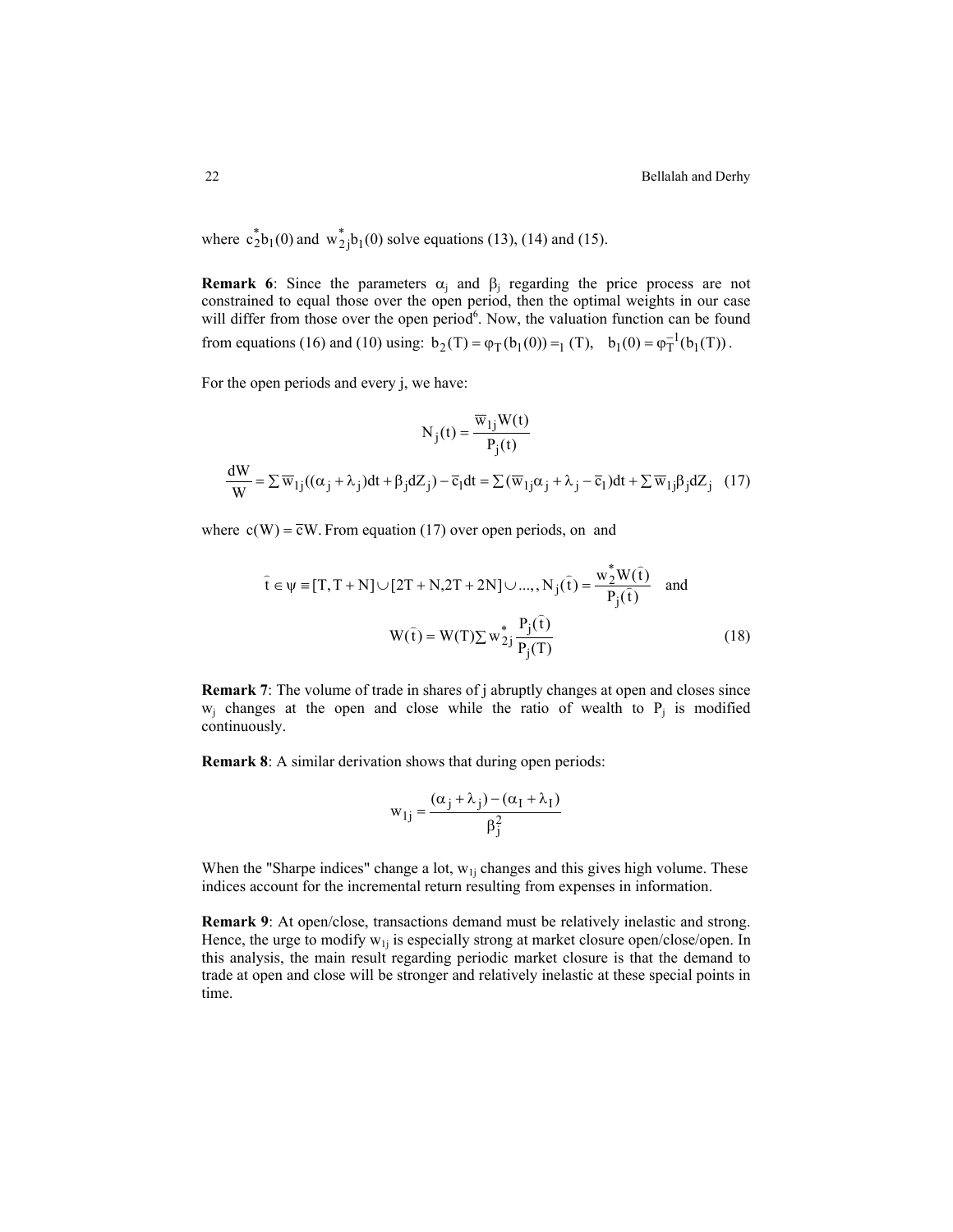where $c_2^* b_1(0)$ and $w_{2j}^* b_1(0)$ solve equations (13), (14) and (15).

**Remark 6**: Since the parameters $\alpha_j$ and $\beta_j$ regarding the price process are not constrained to equal those over the open period, then the optimal weights in our case will differ from those over the open period[6]. Now, the valuation function can be found from equations (16) and (10) using: $b_2(T) = \varphi_T(b_1(0)) =_1 (T), \quad b_1(0) = \varphi_T^{-1}(b_1(T))$.

For the open periods and every j, we have:

$$N_j(t) = \frac{\overline{w}_{1j} W(t)}{P_j(t)}$$

$$\frac{dW}{W} = \sum \overline{w}_{1j}((\alpha_j + \lambda_j)dt + \beta_j dZ_j) - \overline{c}_1 dt = \sum (\overline{w}_{1j}\alpha_j + \lambda_j - \overline{c}_1)dt + \sum \overline{w}_{1j}\beta_j dZ_j \quad (17)$$

where $c(W) = \overline{c}W$. From equation (17) over open periods, on and

$$\hat{t} \in \psi \equiv [T, T+N] \cup [2T+N, 2T+2N] \cup ...,, N_j(\hat{t}) = \frac{w_2^* W(\hat{t})}{P_j(\hat{t})} \quad \text{and}$$

$$W(\hat{t}) = W(T) \sum w_{2j}^* \frac{P_j(\hat{t})}{P_j(T)} \quad (18)$$

**Remark 7**: The volume of trade in shares of j abruptly changes at open and closes since $w_j$ changes at the open and close while the ratio of wealth to $P_j$ is modified continuously.

**Remark 8**: A similar derivation shows that during open periods:

$$w_{1j} = \frac{(\alpha_j + \lambda_j) - (\alpha_I + \lambda_I)}{\beta_j^2}$$

When the "Sharpe indices" change a lot, $w_{1j}$ changes and this gives high volume. These indices account for the incremental return resulting from expenses in information.

**Remark 9**: At open/close, transactions demand must be relatively inelastic and strong. Hence, the urge to modify $w_{1j}$ is especially strong at market closure open/close/open. In this analysis, the main result regarding periodic market closure is that the demand to trade at open and close will be stronger and relatively inelastic at these special points in time.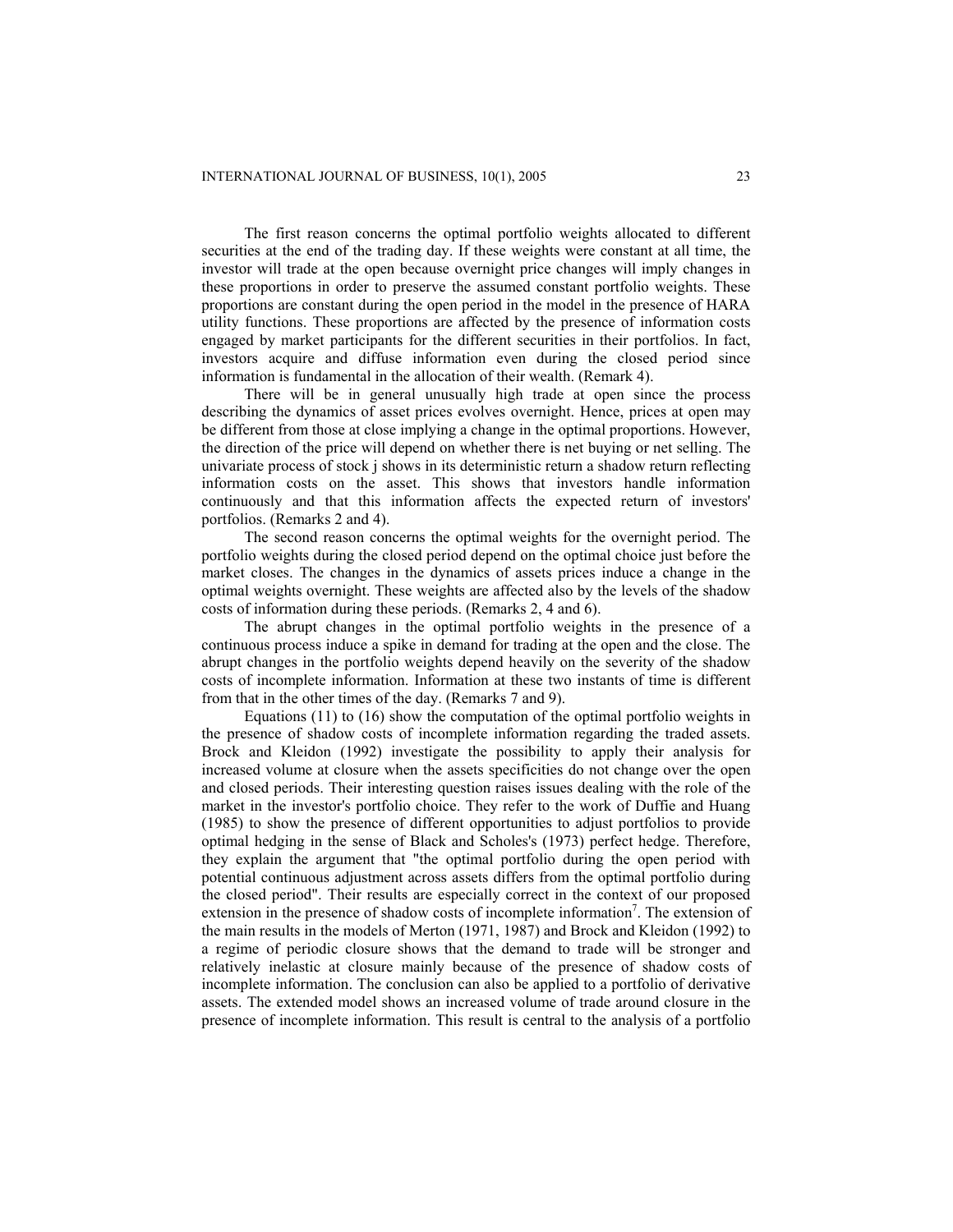The first reason concerns the optimal portfolio weights allocated to different securities at the end of the trading day. If these weights were constant at all time, the investor will trade at the open because overnight price changes will imply changes in these proportions in order to preserve the assumed constant portfolio weights. These proportions are constant during the open period in the model in the presence of HARA utility functions. These proportions are affected by the presence of information costs engaged by market participants for the different securities in their portfolios. In fact, investors acquire and diffuse information even during the closed period since information is fundamental in the allocation of their wealth. (Remark 4).

There will be in general unusually high trade at open since the process describing the dynamics of asset prices evolves overnight. Hence, prices at open may be different from those at close implying a change in the optimal proportions. However, the direction of the price will depend on whether there is net buying or net selling. The univariate process of stock j shows in its deterministic return a shadow return reflecting information costs on the asset. This shows that investors handle information continuously and that this information affects the expected return of investors' portfolios. (Remarks 2 and 4).

The second reason concerns the optimal weights for the overnight period. The portfolio weights during the closed period depend on the optimal choice just before the market closes. The changes in the dynamics of assets prices induce a change in the optimal weights overnight. These weights are affected also by the levels of the shadow costs of information during these periods. (Remarks 2, 4 and 6).

The abrupt changes in the optimal portfolio weights in the presence of a continuous process induce a spike in demand for trading at the open and the close. The abrupt changes in the portfolio weights depend heavily on the severity of the shadow costs of incomplete information. Information at these two instants of time is different from that in the other times of the day. (Remarks 7 and 9).

Equations (11) to (16) show the computation of the optimal portfolio weights in the presence of shadow costs of incomplete information regarding the traded assets. Brock and Kleidon (1992) investigate the possibility to apply their analysis for increased volume at closure when the assets specificities do not change over the open and closed periods. Their interesting question raises issues dealing with the role of the market in the investor's portfolio choice. They refer to the work of Duffie and Huang (1985) to show the presence of different opportunities to adjust portfolios to provide optimal hedging in the sense of Black and Scholes's (1973) perfect hedge. Therefore, they explain the argument that "the optimal portfolio during the open period with potential continuous adjustment across assets differs from the optimal portfolio during the closed period". Their results are especially correct in the context of our proposed extension in the presence of shadow costs of incomplete information[7]. The extension of the main results in the models of Merton (1971, 1987) and Brock and Kleidon (1992) to a regime of periodic closure shows that the demand to trade will be stronger and relatively inelastic at closure mainly because of the presence of shadow costs of incomplete information. The conclusion can also be applied to a portfolio of derivative assets. The extended model shows an increased volume of trade around closure in the presence of incomplete information. This result is central to the analysis of a portfolio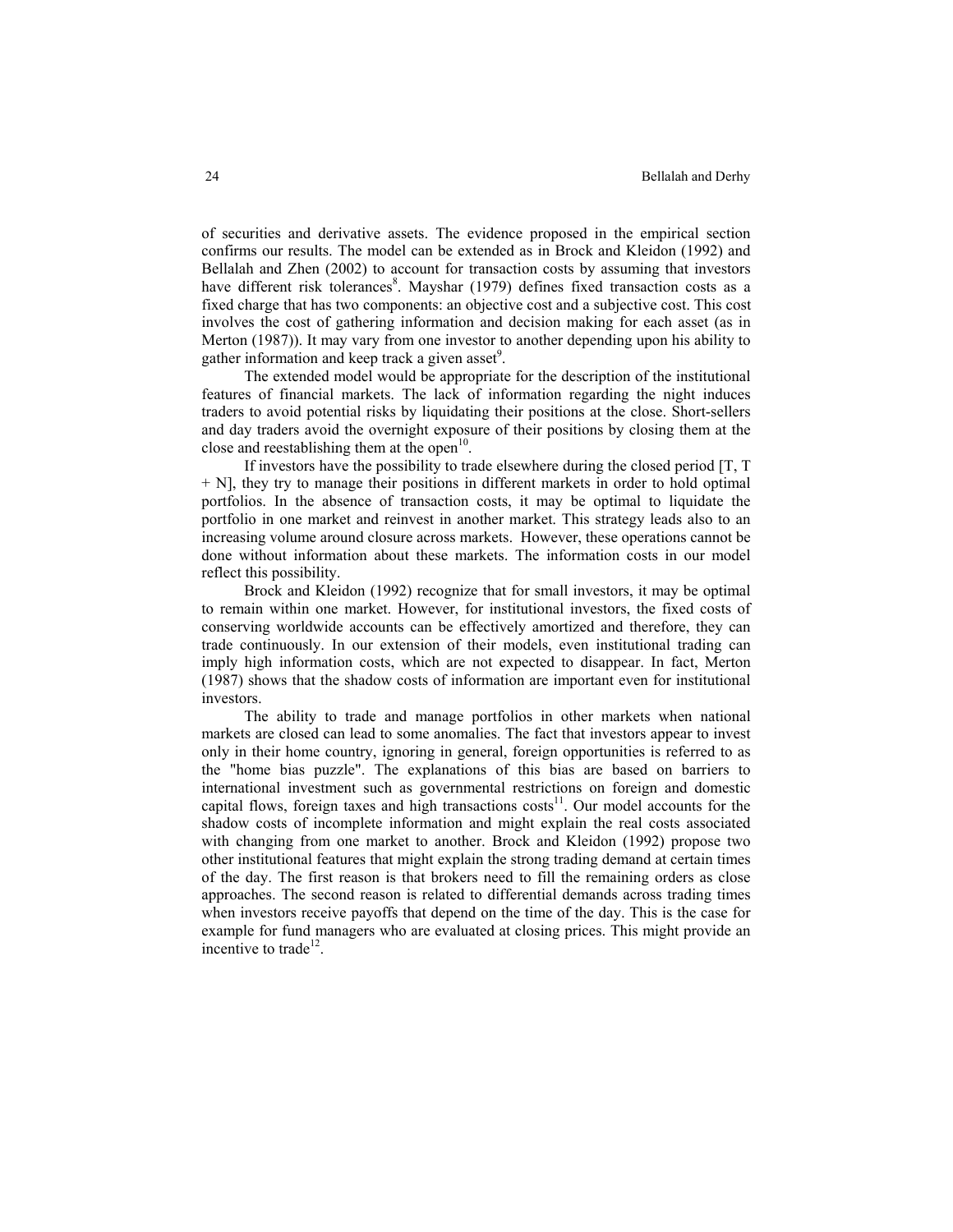of securities and derivative assets. The evidence proposed in the empirical section confirms our results. The model can be extended as in Brock and Kleidon (1992) and Bellalah and Zhen (2002) to account for transaction costs by assuming that investors have different risk tolerances[8]. Mayshar (1979) defines fixed transaction costs as a fixed charge that has two components: an objective cost and a subjective cost. This cost involves the cost of gathering information and decision making for each asset (as in Merton (1987)). It may vary from one investor to another depending upon his ability to gather information and keep track a given asset[9].

The extended model would be appropriate for the description of the institutional features of financial markets. The lack of information regarding the night induces traders to avoid potential risks by liquidating their positions at the close. Short-sellers and day traders avoid the overnight exposure of their positions by closing them at the close and reestablishing them at the open[10].

If investors have the possibility to trade elsewhere during the closed period [T, T + N], they try to manage their positions in different markets in order to hold optimal portfolios. In the absence of transaction costs, it may be optimal to liquidate the portfolio in one market and reinvest in another market. This strategy leads also to an increasing volume around closure across markets. However, these operations cannot be done without information about these markets. The information costs in our model reflect this possibility.

Brock and Kleidon (1992) recognize that for small investors, it may be optimal to remain within one market. However, for institutional investors, the fixed costs of conserving worldwide accounts can be effectively amortized and therefore, they can trade continuously. In our extension of their models, even institutional trading can imply high information costs, which are not expected to disappear. In fact, Merton (1987) shows that the shadow costs of information are important even for institutional investors.

The ability to trade and manage portfolios in other markets when national markets are closed can lead to some anomalies. The fact that investors appear to invest only in their home country, ignoring in general, foreign opportunities is referred to as the "home bias puzzle". The explanations of this bias are based on barriers to international investment such as governmental restrictions on foreign and domestic capital flows, foreign taxes and high transactions costs[11]. Our model accounts for the shadow costs of incomplete information and might explain the real costs associated with changing from one market to another. Brock and Kleidon (1992) propose two other institutional features that might explain the strong trading demand at certain times of the day. The first reason is that brokers need to fill the remaining orders as close approaches. The second reason is related to differential demands across trading times when investors receive payoffs that depend on the time of the day. This is the case for example for fund managers who are evaluated at closing prices. This might provide an incentive to trade[12].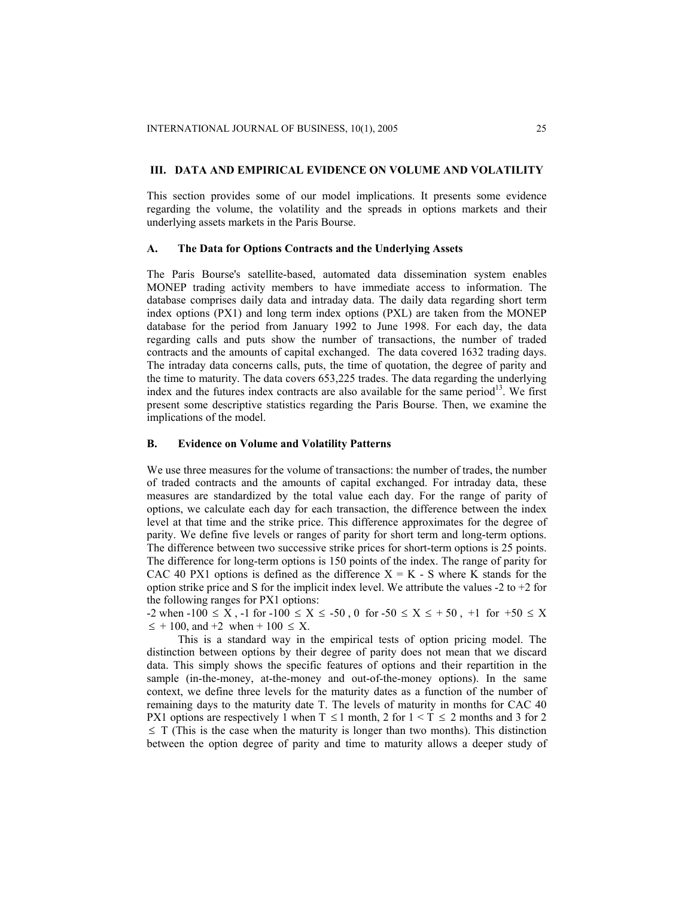## III. DATA AND EMPIRICAL EVIDENCE ON VOLUME AND VOLATILITY

This section provides some of our model implications. It presents some evidence regarding the volume, the volatility and the spreads in options markets and their underlying assets markets in the Paris Bourse.

### A. The Data for Options Contracts and the Underlying Assets

The Paris Bourse's satellite-based, automated data dissemination system enables MONEP trading activity members to have immediate access to information. The database comprises daily data and intraday data. The daily data regarding short term index options (PX1) and long term index options (PXL) are taken from the MONEP database for the period from January 1992 to June 1998. For each day, the data regarding calls and puts show the number of transactions, the number of traded contracts and the amounts of capital exchanged. The data covered 1632 trading days. The intraday data concerns calls, puts, the time of quotation, the degree of parity and the time to maturity. The data covers 653,225 trades. The data regarding the underlying index and the futures index contracts are also available for the same period[13]. We first present some descriptive statistics regarding the Paris Bourse. Then, we examine the implications of the model.

### B. Evidence on Volume and Volatility Patterns

We use three measures for the volume of transactions: the number of trades, the number of traded contracts and the amounts of capital exchanged. For intraday data, these measures are standardized by the total value each day. For the range of parity of options, we calculate each day for each transaction, the difference between the index level at that time and the strike price. This difference approximates for the degree of parity. We define five levels or ranges of parity for short term and long-term options. The difference between two successive strike prices for short-term options is 25 points. The difference for long-term options is 150 points of the index. The range of parity for CAC 40 PX1 options is defined as the difference $X = K - S$ where K stands for the option strike price and S for the implicit index level. We attribute the values -2 to +2 for the following ranges for PX1 options:

-2 when $-100 \leq X$ , -1 for $-100 \leq X \leq -50$ , 0 for $-50 \leq X \leq +50$ , +1 for $+50 \leq X \leq +100$, and +2 when $+100 \leq X$.

This is a standard way in the empirical tests of option pricing model. The distinction between options by their degree of parity does not mean that we discard data. This simply shows the specific features of options and their repartition in the sample (in-the-money, at-the-money and out-of-the-money options). In the same context, we define three levels for the maturity dates as a function of the number of remaining days to the maturity date T. The levels of maturity in months for CAC 40 PX1 options are respectively 1 when $T \leq 1$ month, 2 for $1 < T \leq 2$ months and 3 for $2 \leq T$ (This is the case when the maturity is longer than two months). This distinction between the option degree of parity and time to maturity allows a deeper study of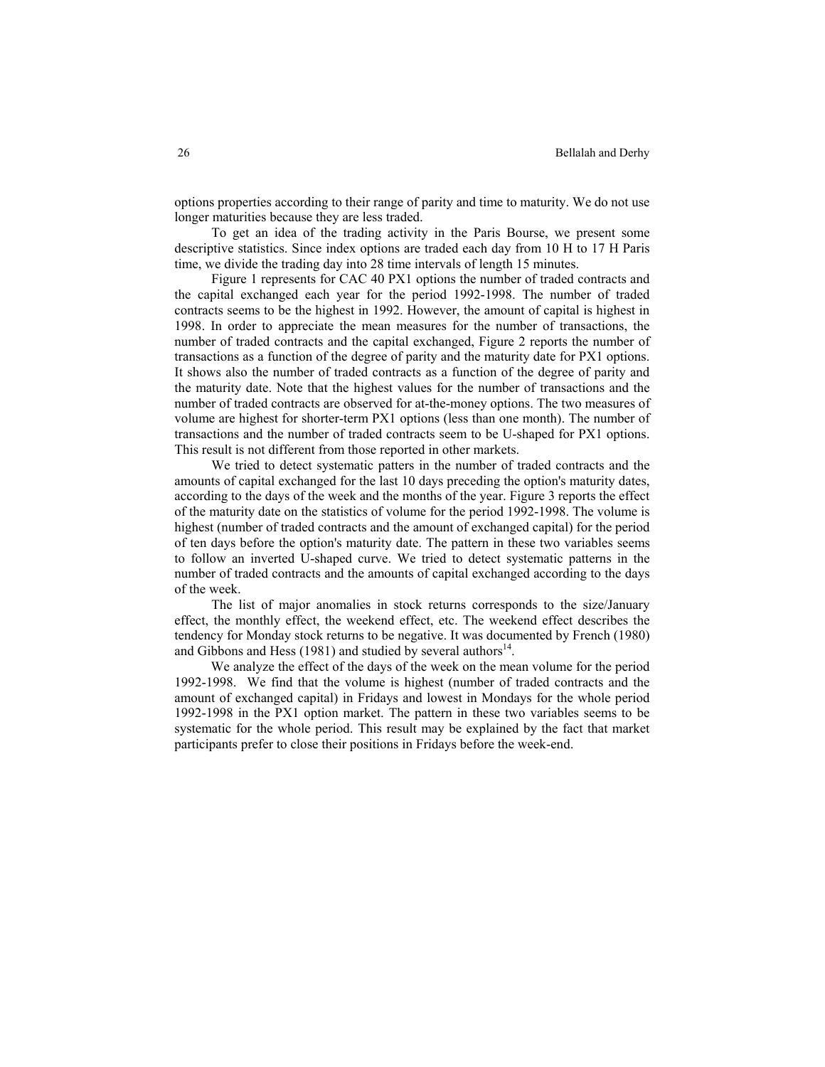options properties according to their range of parity and time to maturity. We do not use longer maturities because they are less traded.

To get an idea of the trading activity in the Paris Bourse, we present some descriptive statistics. Since index options are traded each day from 10 H to 17 H Paris time, we divide the trading day into 28 time intervals of length 15 minutes.

Figure 1 represents for CAC 40 PX1 options the number of traded contracts and the capital exchanged each year for the period 1992-1998. The number of traded contracts seems to be the highest in 1992. However, the amount of capital is highest in 1998. In order to appreciate the mean measures for the number of transactions, the number of traded contracts and the capital exchanged, Figure 2 reports the number of transactions as a function of the degree of parity and the maturity date for PX1 options. It shows also the number of traded contracts as a function of the degree of parity and the maturity date. Note that the highest values for the number of transactions and the number of traded contracts are observed for at-the-money options. The two measures of volume are highest for shorter-term PX1 options (less than one month). The number of transactions and the number of traded contracts seem to be U-shaped for PX1 options. This result is not different from those reported in other markets.

We tried to detect systematic patters in the number of traded contracts and the amounts of capital exchanged for the last 10 days preceding the option's maturity dates, according to the days of the week and the months of the year. Figure 3 reports the effect of the maturity date on the statistics of volume for the period 1992-1998. The volume is highest (number of traded contracts and the amount of exchanged capital) for the period of ten days before the option's maturity date. The pattern in these two variables seems to follow an inverted U-shaped curve. We tried to detect systematic patterns in the number of traded contracts and the amounts of capital exchanged according to the days of the week.

The list of major anomalies in stock returns corresponds to the size/January effect, the monthly effect, the weekend effect, etc. The weekend effect describes the tendency for Monday stock returns to be negative. It was documented by French (1980) and Gibbons and Hess (1981) and studied by several authors[14].

We analyze the effect of the days of the week on the mean volume for the period 1992-1998. We find that the volume is highest (number of traded contracts and the amount of exchanged capital) in Fridays and lowest in Mondays for the whole period 1992-1998 in the PX1 option market. The pattern in these two variables seems to be systematic for the whole period. This result may be explained by the fact that market participants prefer to close their positions in Fridays before the week-end.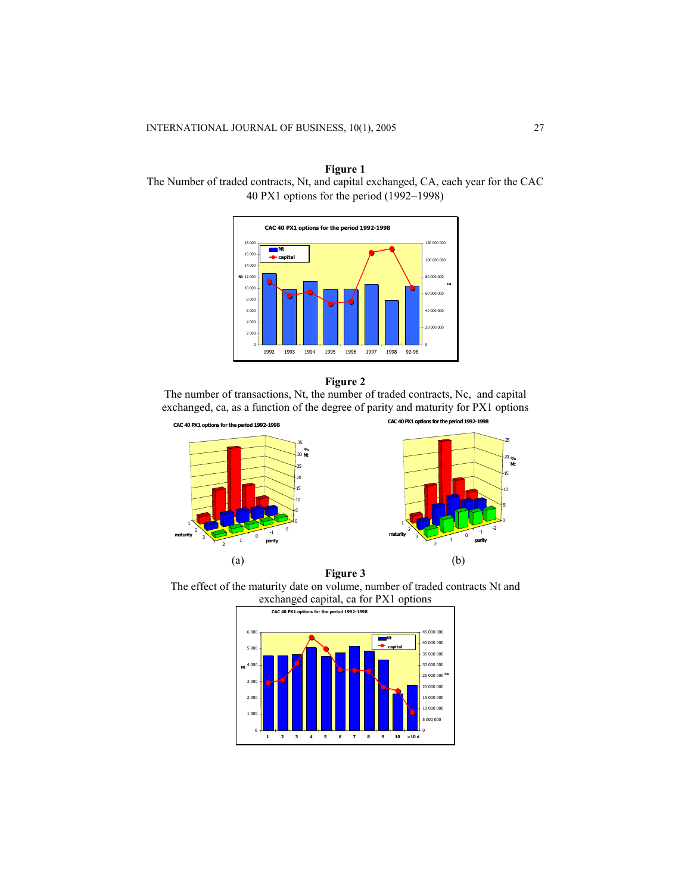**Figure 1**

The Number of traded contracts, Nt, and capital exchanged, CA, each year for the CAC 40 PX1 options for the period (1992–1998)

**Figure 2**

The number of transactions, Nt, the number of traded contracts, Nc, and capital exchanged, ca, as a function of the degree of parity and maturity for PX1 options

(a) (b)

**Figure 3**

The effect of the maturity date on volume, number of traded contracts Nt and exchanged capital, ca for PX1 options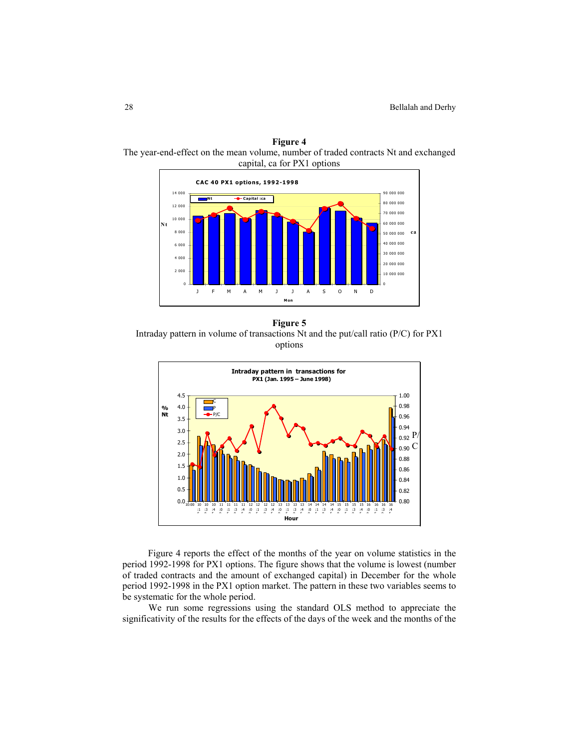**Figure 4**
The year-end-effect on the mean volume, number of traded contracts Nt and exchanged capital, ca for PX1 options

**Figure 5**
Intraday pattern in volume of transactions Nt and the put/call ratio (P/C) for PX1 options

Figure 4 reports the effect of the months of the year on volume statistics in the period 1992-1998 for PX1 options. The figure shows that the volume is lowest (number of traded contracts and the amount of exchanged capital) in December for the whole period 1992-1998 in the PX1 option market. The pattern in these two variables seems to be systematic for the whole period.

We run some regressions using the standard OLS method to appreciate the significativity of the results for the effects of the days of the week and the months of the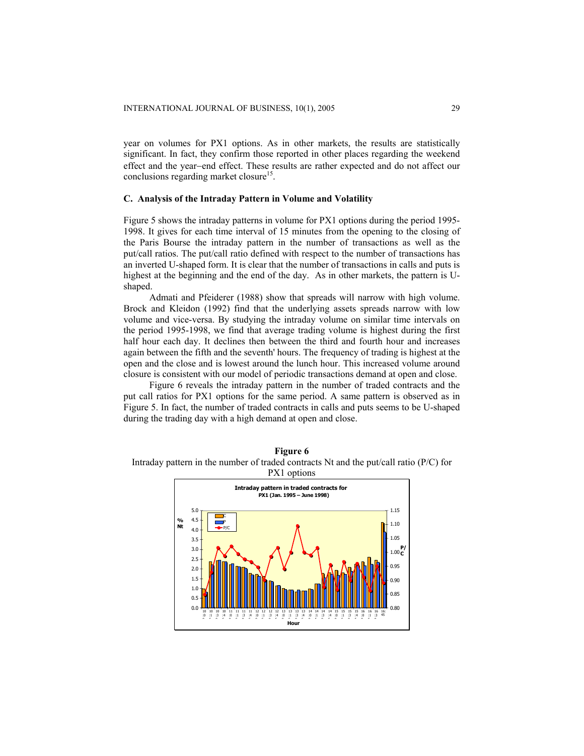year on volumes for PX1 options. As in other markets, the results are statistically significant. In fact, they confirm those reported in other places regarding the weekend effect and the year−end effect. These results are rather expected and do not affect our conclusions regarding market closure[15].

### C. Analysis of the Intraday Pattern in Volume and Volatility

Figure 5 shows the intraday patterns in volume for PX1 options during the period 1995-1998. It gives for each time interval of 15 minutes from the opening to the closing of the Paris Bourse the intraday pattern in the number of transactions as well as the put/call ratios. The put/call ratio defined with respect to the number of transactions has an inverted U-shaped form. It is clear that the number of transactions in calls and puts is highest at the beginning and the end of the day. As in other markets, the pattern is U-shaped.

Admati and Pfeiderer (1988) show that spreads will narrow with high volume. Brock and Kleidon (1992) find that the underlying assets spreads narrow with low volume and vice-versa. By studying the intraday volume on similar time intervals on the period 1995-1998, we find that average trading volume is highest during the first half hour each day. It declines then between the third and fourth hour and increases again between the fifth and the seventh' hours. The frequency of trading is highest at the open and the close and is lowest around the lunch hour. This increased volume around closure is consistent with our model of periodic transactions demand at open and close.

Figure 6 reveals the intraday pattern in the number of traded contracts and the put call ratios for PX1 options for the same period. A same pattern is observed as in Figure 5. In fact, the number of traded contracts in calls and puts seems to be U-shaped during the trading day with a high demand at open and close.

**Figure 6**

Intraday pattern in the number of traded contracts Nt and the put/call ratio (P/C) for PX1 options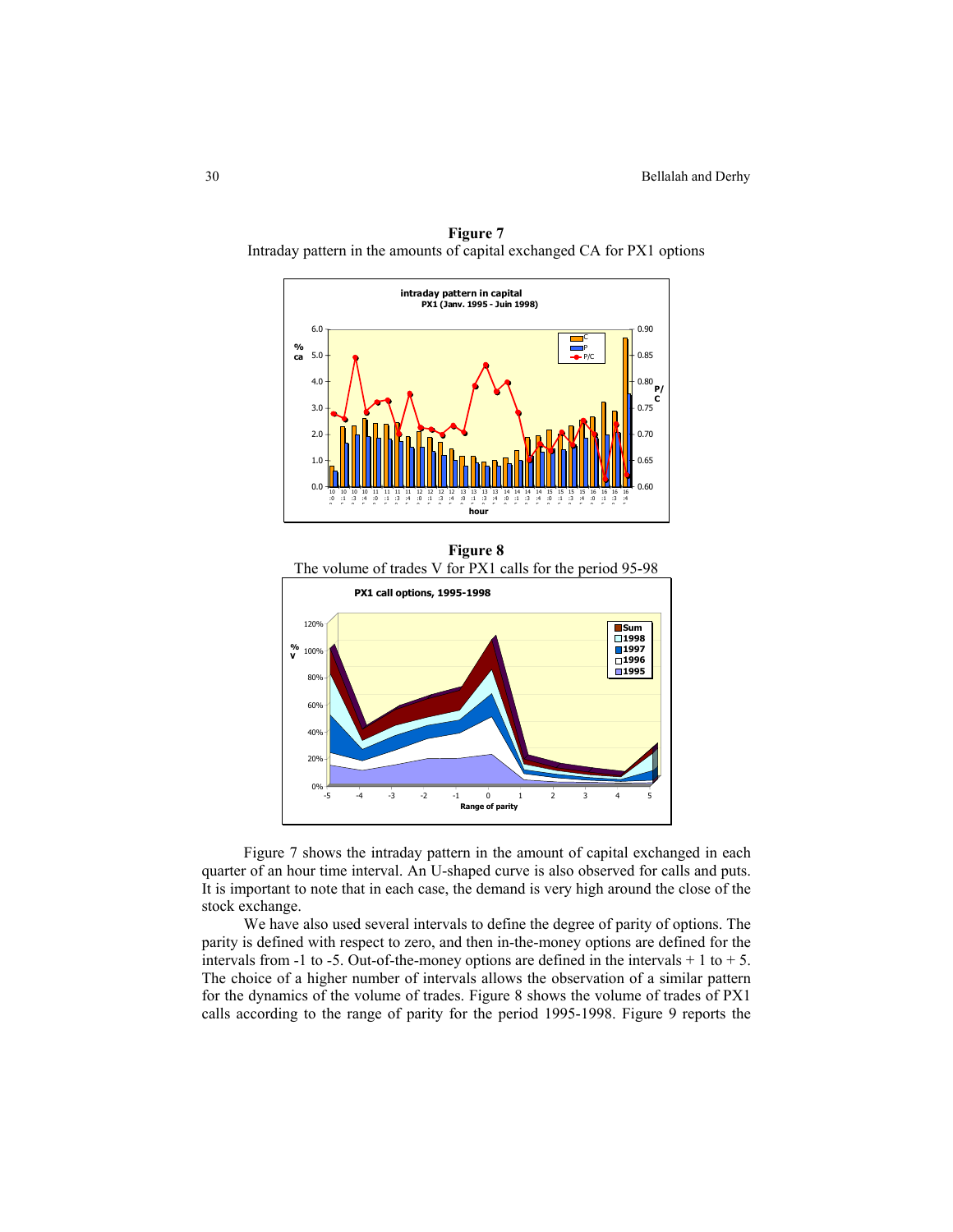**Figure 7**
Intraday pattern in the amounts of capital exchanged CA for PX1 options

**Figure 8**
The volume of trades V for PX1 calls for the period 95-98

Figure 7 shows the intraday pattern in the amount of capital exchanged in each quarter of an hour time interval. An U-shaped curve is also observed for calls and puts. It is important to note that in each case, the demand is very high around the close of the stock exchange.

We have also used several intervals to define the degree of parity of options. The parity is defined with respect to zero, and then in-the-money options are defined for the intervals from -1 to -5. Out-of-the-money options are defined in the intervals + 1 to + 5. The choice of a higher number of intervals allows the observation of a similar pattern for the dynamics of the volume of trades. Figure 8 shows the volume of trades of PX1 calls according to the range of parity for the period 1995-1998. Figure 9 reports the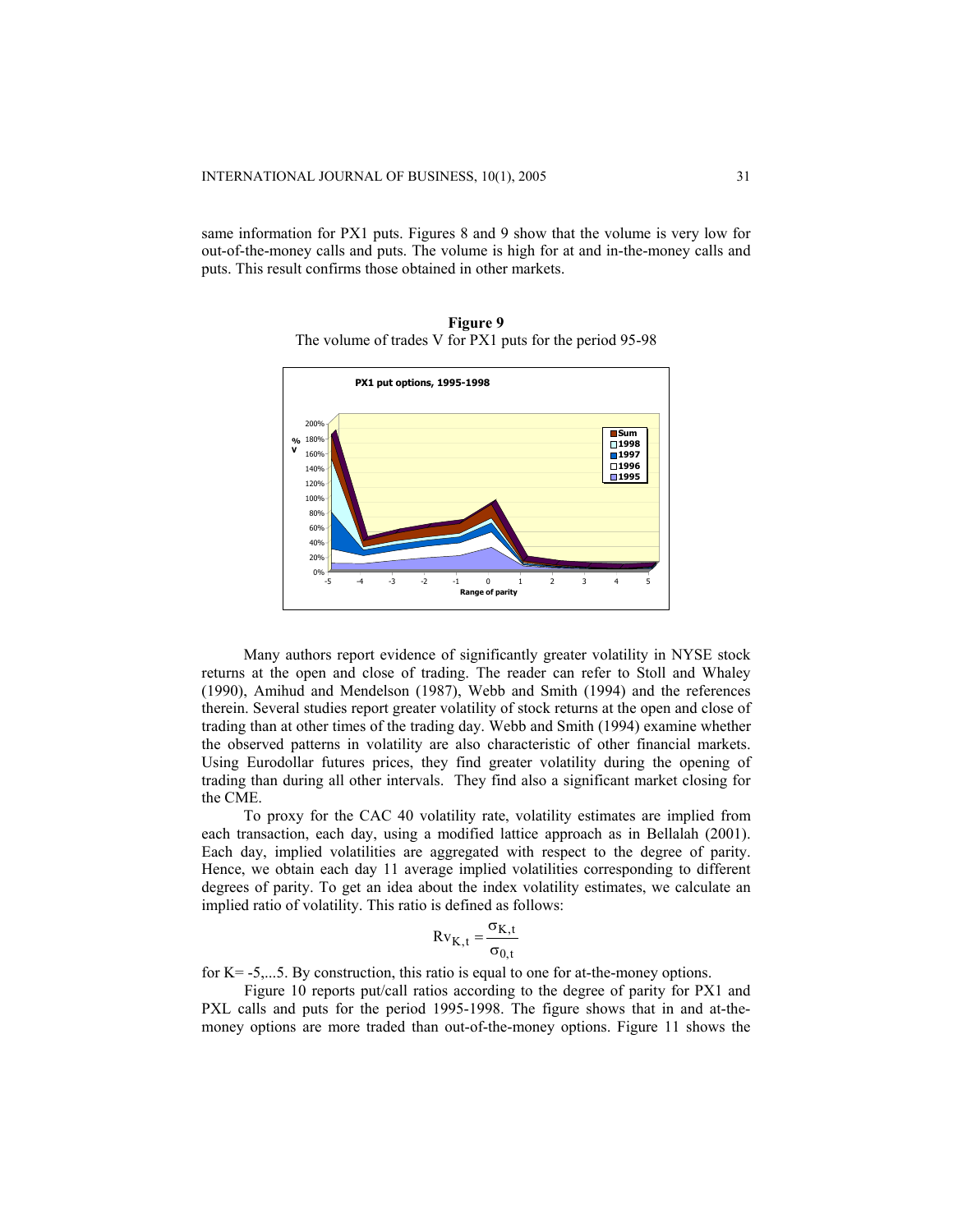same information for PX1 puts. Figures 8 and 9 show that the volume is very low for out-of-the-money calls and puts. The volume is high for at and in-the-money calls and puts. This result confirms those obtained in other markets.

**Figure 9**
The volume of trades V for PX1 puts for the period 95-98

Many authors report evidence of significantly greater volatility in NYSE stock returns at the open and close of trading. The reader can refer to Stoll and Whaley (1990), Amihud and Mendelson (1987), Webb and Smith (1994) and the references therein. Several studies report greater volatility of stock returns at the open and close of trading than at other times of the trading day. Webb and Smith (1994) examine whether the observed patterns in volatility are also characteristic of other financial markets. Using Eurodollar futures prices, they find greater volatility during the opening of trading than during all other intervals. They find also a significant market closing for the CME.

To proxy for the CAC 40 volatility rate, volatility estimates are implied from each transaction, each day, using a modified lattice approach as in Bellalah (2001). Each day, implied volatilities are aggregated with respect to the degree of parity. Hence, we obtain each day 11 average implied volatilities corresponding to different degrees of parity. To get an idea about the index volatility estimates, we calculate an implied ratio of volatility. This ratio is defined as follows:

$$Rv_{K,t} = \frac{\sigma_{K,t}}{\sigma_{0,t}}$$

for K= -5,...5. By construction, this ratio is equal to one for at-the-money options.

Figure 10 reports put/call ratios according to the degree of parity for PX1 and PXL calls and puts for the period 1995-1998. The figure shows that in and at-the-money options are more traded than out-of-the-money options. Figure 11 shows the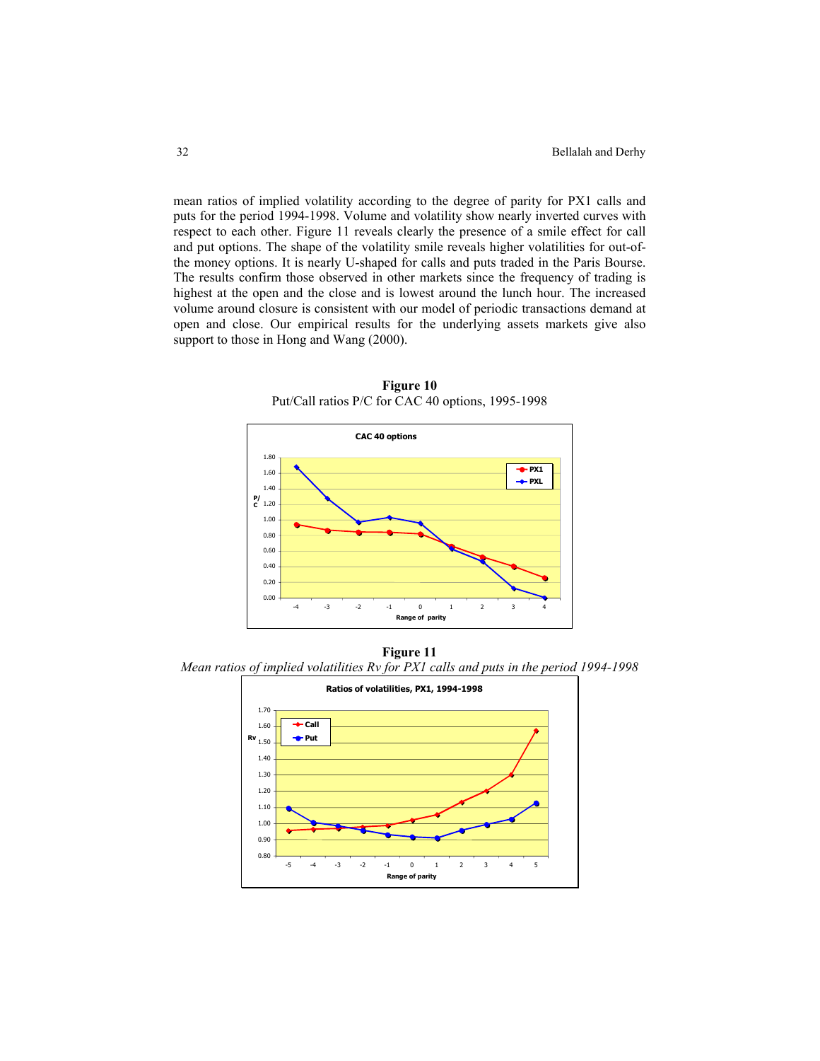mean ratios of implied volatility according to the degree of parity for PX1 calls and puts for the period 1994-1998. Volume and volatility show nearly inverted curves with respect to each other. Figure 11 reveals clearly the presence of a smile effect for call and put options. The shape of the volatility smile reveals higher volatilities for out-of-the money options. It is nearly U-shaped for calls and puts traded in the Paris Bourse. The results confirm those observed in other markets since the frequency of trading is highest at the open and the close and is lowest around the lunch hour. The increased volume around closure is consistent with our model of periodic transactions demand at open and close. Our empirical results for the underlying assets markets give also support to those in Hong and Wang (2000).

**Figure 10**

Put/Call ratios P/C for CAC 40 options, 1995-1998

**Figure 11**

*Mean ratios of implied volatilities Rv for PX1 calls and puts in the period 1994-1998*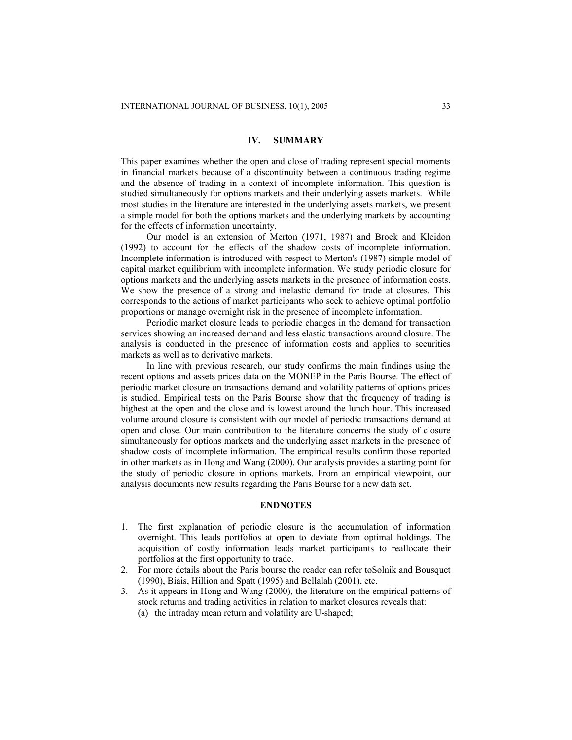## IV. SUMMARY

This paper examines whether the open and close of trading represent special moments in financial markets because of a discontinuity between a continuous trading regime and the absence of trading in a context of incomplete information. This question is studied simultaneously for options markets and their underlying assets markets. While most studies in the literature are interested in the underlying assets markets, we present a simple model for both the options markets and the underlying markets by accounting for the effects of information uncertainty.

Our model is an extension of Merton (1971, 1987) and Brock and Kleidon (1992) to account for the effects of the shadow costs of incomplete information. Incomplete information is introduced with respect to Merton's (1987) simple model of capital market equilibrium with incomplete information. We study periodic closure for options markets and the underlying assets markets in the presence of information costs. We show the presence of a strong and inelastic demand for trade at closures. This corresponds to the actions of market participants who seek to achieve optimal portfolio proportions or manage overnight risk in the presence of incomplete information.

Periodic market closure leads to periodic changes in the demand for transaction services showing an increased demand and less elastic transactions around closure. The analysis is conducted in the presence of information costs and applies to securities markets as well as to derivative markets.

In line with previous research, our study confirms the main findings using the recent options and assets prices data on the MONEP in the Paris Bourse. The effect of periodic market closure on transactions demand and volatility patterns of options prices is studied. Empirical tests on the Paris Bourse show that the frequency of trading is highest at the open and the close and is lowest around the lunch hour. This increased volume around closure is consistent with our model of periodic transactions demand at open and close. Our main contribution to the literature concerns the study of closure simultaneously for options markets and the underlying asset markets in the presence of shadow costs of incomplete information. The empirical results confirm those reported in other markets as in Hong and Wang (2000). Our analysis provides a starting point for the study of periodic closure in options markets. From an empirical viewpoint, our analysis documents new results regarding the Paris Bourse for a new data set.

## ENDNOTES

1. The first explanation of periodic closure is the accumulation of information overnight. This leads portfolios at open to deviate from optimal holdings. The acquisition of costly information leads market participants to reallocate their portfolios at the first opportunity to trade.
2. For more details about the Paris bourse the reader can refer toSolnik and Bousquet (1990), Biais, Hillion and Spatt (1995) and Bellalah (2001), etc.
3. As it appears in Hong and Wang (2000), the literature on the empirical patterns of stock returns and trading activities in relation to market closures reveals that:
   (a) the intraday mean return and volatility are U-shaped;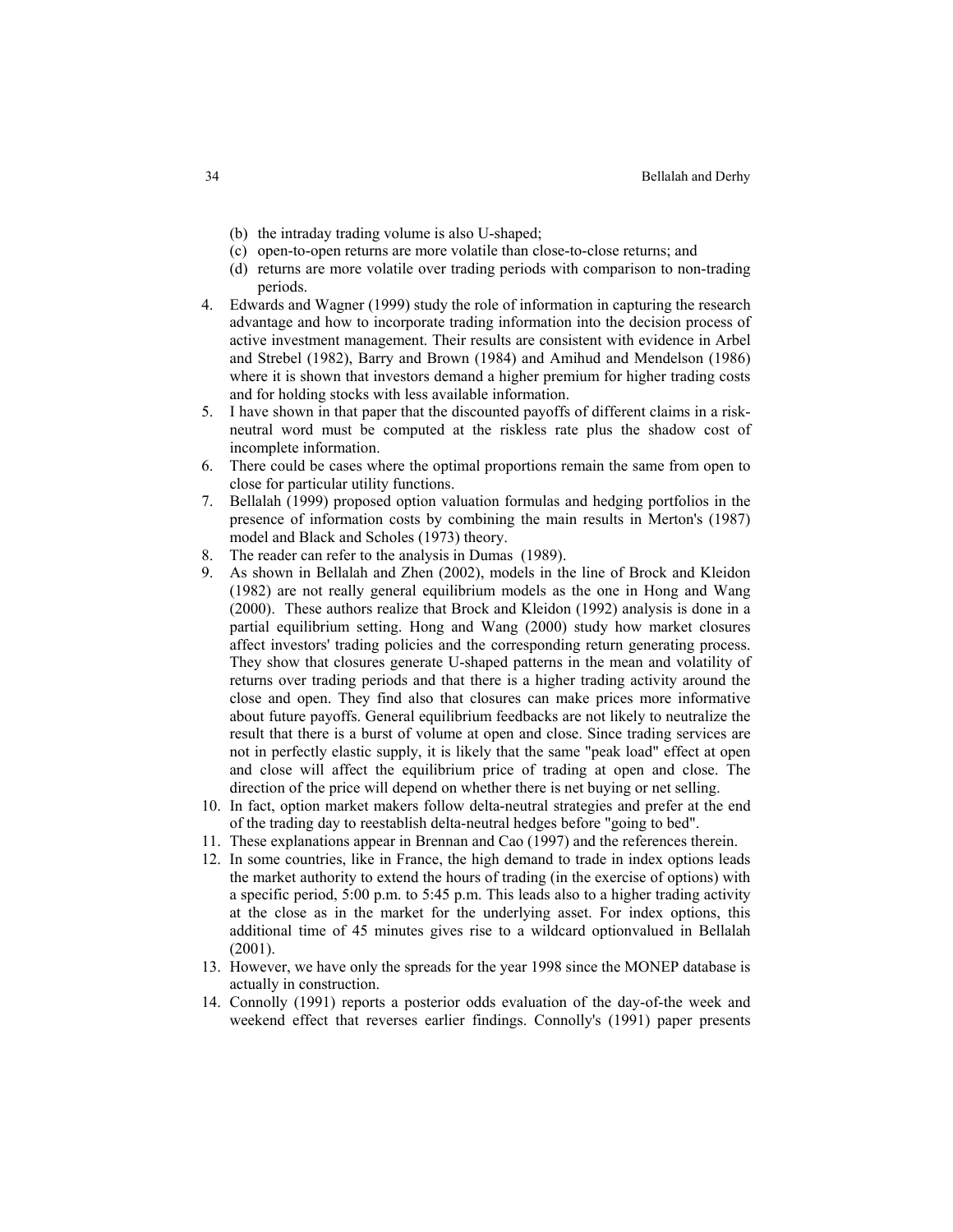(b) the intraday trading volume is also U-shaped;
(c) open-to-open returns are more volatile than close-to-close returns; and
(d) returns are more volatile over trading periods with comparison to non-trading periods.

4. Edwards and Wagner (1999) study the role of information in capturing the research advantage and how to incorporate trading information into the decision process of active investment management. Their results are consistent with evidence in Arbel and Strebel (1982), Barry and Brown (1984) and Amihud and Mendelson (1986) where it is shown that investors demand a higher premium for higher trading costs and for holding stocks with less available information.
5. I have shown in that paper that the discounted payoffs of different claims in a risk-neutral word must be computed at the riskless rate plus the shadow cost of incomplete information.
6. There could be cases where the optimal proportions remain the same from open to close for particular utility functions.
7. Bellalah (1999) proposed option valuation formulas and hedging portfolios in the presence of information costs by combining the main results in Merton's (1987) model and Black and Scholes (1973) theory.
8. The reader can refer to the analysis in Dumas (1989).
9. As shown in Bellalah and Zhen (2002), models in the line of Brock and Kleidon (1982) are not really general equilibrium models as the one in Hong and Wang (2000). These authors realize that Brock and Kleidon (1992) analysis is done in a partial equilibrium setting. Hong and Wang (2000) study how market closures affect investors' trading policies and the corresponding return generating process. They show that closures generate U-shaped patterns in the mean and volatility of returns over trading periods and that there is a higher trading activity around the close and open. They find also that closures can make prices more informative about future payoffs. General equilibrium feedbacks are not likely to neutralize the result that there is a burst of volume at open and close. Since trading services are not in perfectly elastic supply, it is likely that the same "peak load" effect at open and close will affect the equilibrium price of trading at open and close. The direction of the price will depend on whether there is net buying or net selling.
10. In fact, option market makers follow delta-neutral strategies and prefer at the end of the trading day to reestablish delta-neutral hedges before "going to bed".
11. These explanations appear in Brennan and Cao (1997) and the references therein.
12. In some countries, like in France, the high demand to trade in index options leads the market authority to extend the hours of trading (in the exercise of options) with a specific period, 5:00 p.m. to 5:45 p.m. This leads also to a higher trading activity at the close as in the market for the underlying asset. For index options, this additional time of 45 minutes gives rise to a wildcard optionvalued in Bellalah (2001).
13. However, we have only the spreads for the year 1998 since the MONEP database is actually in construction.
14. Connolly (1991) reports a posterior odds evaluation of the day-of-the week and weekend effect that reverses earlier findings. Connolly's (1991) paper presents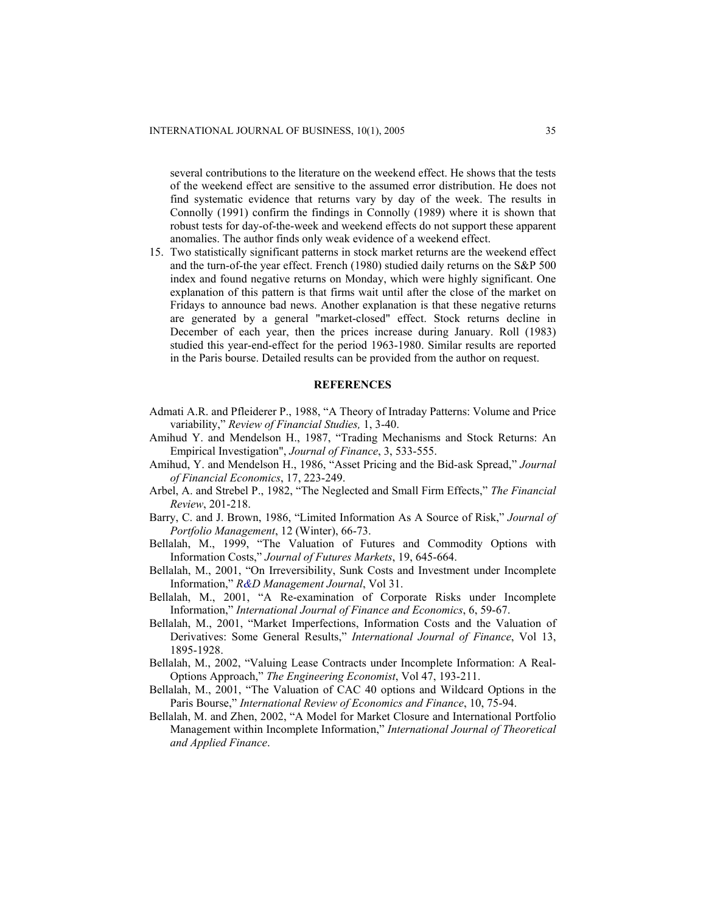several contributions to the literature on the weekend effect. He shows that the tests of the weekend effect are sensitive to the assumed error distribution. He does not find systematic evidence that returns vary by day of the week. The results in Connolly (1991) confirm the findings in Connolly (1989) where it is shown that robust tests for day-of-the-week and weekend effects do not support these apparent anomalies. The author finds only weak evidence of a weekend effect.

15. Two statistically significant patterns in stock market returns are the weekend effect and the turn-of-the year effect. French (1980) studied daily returns on the S&P 500 index and found negative returns on Monday, which were highly significant. One explanation of this pattern is that firms wait until after the close of the market on Fridays to announce bad news. Another explanation is that these negative returns are generated by a general "market-closed" effect. Stock returns decline in December of each year, then the prices increase during January. Roll (1983) studied this year-end-effect for the period 1963-1980. Similar results are reported in the Paris bourse. Detailed results can be provided from the author on request.

## REFERENCES

Admati A.R. and Pfleiderer P., 1988, "A Theory of Intraday Patterns: Volume and Price variability," *Review of Financial Studies,* 1, 3-40.

Amihud Y. and Mendelson H., 1987, "Trading Mechanisms and Stock Returns: An Empirical Investigation", *Journal of Finance*, 3, 533-555.

Amihud, Y. and Mendelson H., 1986, "Asset Pricing and the Bid-ask Spread," *Journal of Financial Economics*, 17, 223-249.

Arbel, A. and Strebel P., 1982, "The Neglected and Small Firm Effects," *The Financial Review*, 201-218.

Barry, C. and J. Brown, 1986, "Limited Information As A Source of Risk," *Journal of Portfolio Management*, 12 (Winter), 66-73.

Bellalah, M., 1999, "The Valuation of Futures and Commodity Options with Information Costs," *Journal of Futures Markets*, 19, 645-664.

Bellalah, M., 2001, "On Irreversibility, Sunk Costs and Investment under Incomplete Information," *R&D Management Journal*, Vol 31.

Bellalah, M., 2001, "A Re-examination of Corporate Risks under Incomplete Information," *International Journal of Finance and Economics*, 6, 59-67.

Bellalah, M., 2001, "Market Imperfections, Information Costs and the Valuation of Derivatives: Some General Results," *International Journal of Finance*, Vol 13, 1895-1928.

Bellalah, M., 2002, "Valuing Lease Contracts under Incomplete Information: A Real-Options Approach," *The Engineering Economist*, Vol 47, 193-211.

Bellalah, M., 2001, "The Valuation of CAC 40 options and Wildcard Options in the Paris Bourse," *International Review of Economics and Finance*, 10, 75-94.

Bellalah, M. and Zhen, 2002, "A Model for Market Closure and International Portfolio Management within Incomplete Information," *International Journal of Theoretical and Applied Finance*.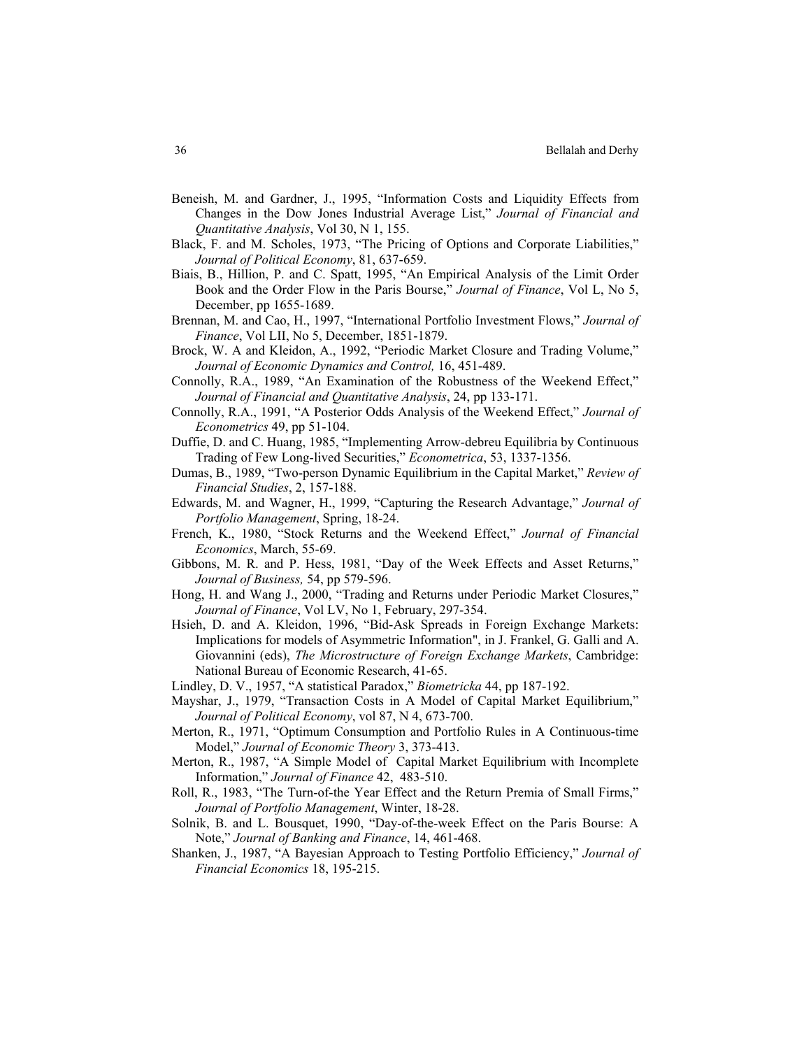Beneish, M. and Gardner, J., 1995, "Information Costs and Liquidity Effects from Changes in the Dow Jones Industrial Average List," *Journal of Financial and Quantitative Analysis*, Vol 30, N 1, 155.

Black, F. and M. Scholes, 1973, "The Pricing of Options and Corporate Liabilities," *Journal of Political Economy*, 81, 637-659.

Biais, B., Hillion, P. and C. Spatt, 1995, "An Empirical Analysis of the Limit Order Book and the Order Flow in the Paris Bourse," *Journal of Finance*, Vol L, No 5, December, pp 1655-1689.

Brennan, M. and Cao, H., 1997, "International Portfolio Investment Flows," *Journal of Finance*, Vol LII, No 5, December, 1851-1879.

Brock, W. A and Kleidon, A., 1992, "Periodic Market Closure and Trading Volume," *Journal of Economic Dynamics and Control,* 16, 451-489.

Connolly, R.A., 1989, "An Examination of the Robustness of the Weekend Effect," *Journal of Financial and Quantitative Analysis*, 24, pp 133-171.

Connolly, R.A., 1991, "A Posterior Odds Analysis of the Weekend Effect," *Journal of Econometrics* 49, pp 51-104.

Duffie, D. and C. Huang, 1985, "Implementing Arrow-debreu Equilibria by Continuous Trading of Few Long-lived Securities," *Econometrica*, 53, 1337-1356.

Dumas, B., 1989, "Two-person Dynamic Equilibrium in the Capital Market," *Review of Financial Studies*, 2, 157-188.

Edwards, M. and Wagner, H., 1999, "Capturing the Research Advantage," *Journal of Portfolio Management*, Spring, 18-24.

French, K., 1980, "Stock Returns and the Weekend Effect," *Journal of Financial Economics*, March, 55-69.

Gibbons, M. R. and P. Hess, 1981, "Day of the Week Effects and Asset Returns," *Journal of Business,* 54, pp 579-596.

Hong, H. and Wang J., 2000, "Trading and Returns under Periodic Market Closures," *Journal of Finance*, Vol LV, No 1, February, 297-354.

Hsieh, D. and A. Kleidon, 1996, "Bid-Ask Spreads in Foreign Exchange Markets: Implications for models of Asymmetric Information", in J. Frankel, G. Galli and A. Giovannini (eds), *The Microstructure of Foreign Exchange Markets*, Cambridge: National Bureau of Economic Research, 41-65.

Lindley, D. V., 1957, "A statistical Paradox," *Biometricka* 44, pp 187-192.

Mayshar, J., 1979, "Transaction Costs in A Model of Capital Market Equilibrium," *Journal of Political Economy*, vol 87, N 4, 673-700.

Merton, R., 1971, "Optimum Consumption and Portfolio Rules in A Continuous-time Model," *Journal of Economic Theory* 3, 373-413.

Merton, R., 1987, "A Simple Model of Capital Market Equilibrium with Incomplete Information," *Journal of Finance* 42, 483-510.

Roll, R., 1983, "The Turn-of-the Year Effect and the Return Premia of Small Firms," *Journal of Portfolio Management*, Winter, 18-28.

Solnik, B. and L. Bousquet, 1990, "Day-of-the-week Effect on the Paris Bourse: A Note," *Journal of Banking and Finance*, 14, 461-468.

Shanken, J., 1987, "A Bayesian Approach to Testing Portfolio Efficiency," *Journal of Financial Economics* 18, 195-215.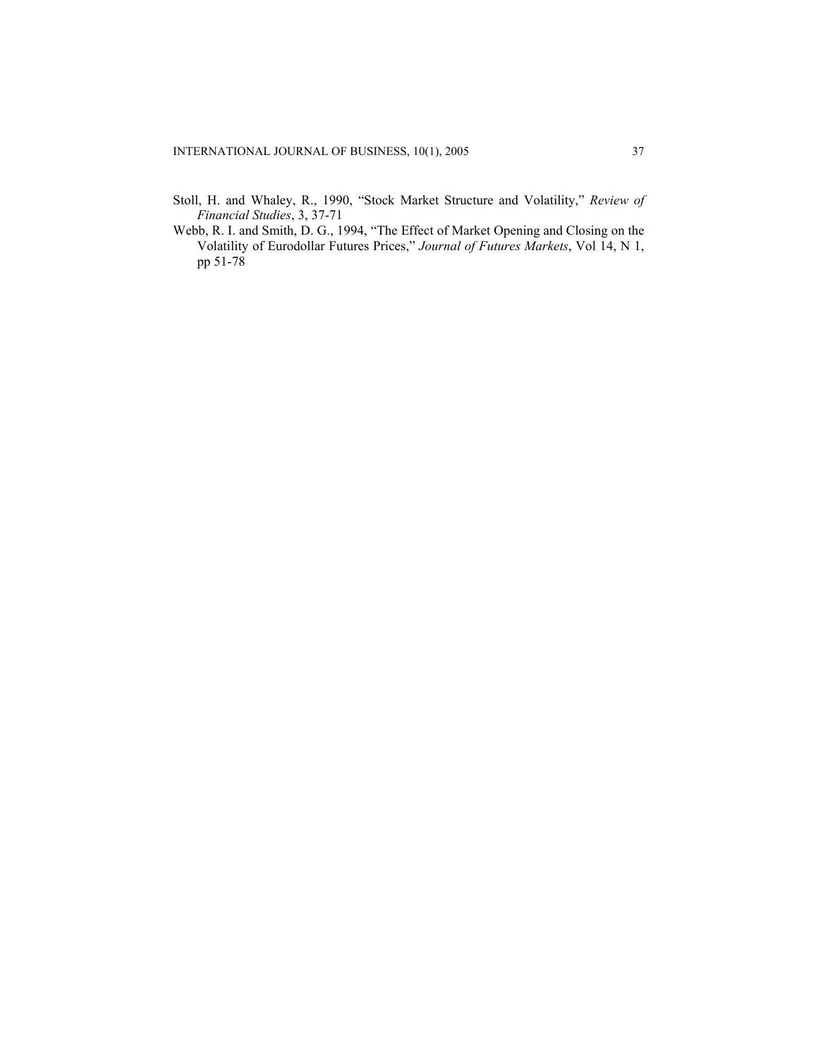Stoll, H. and Whaley, R., 1990, "Stock Market Structure and Volatility," *Review of Financial Studies*, 3, 37-71

Webb, R. I. and Smith, D. G., 1994, "The Effect of Market Opening and Closing on the Volatility of Eurodollar Futures Prices," *Journal of Futures Markets*, Vol 14, N 1, pp 51-78